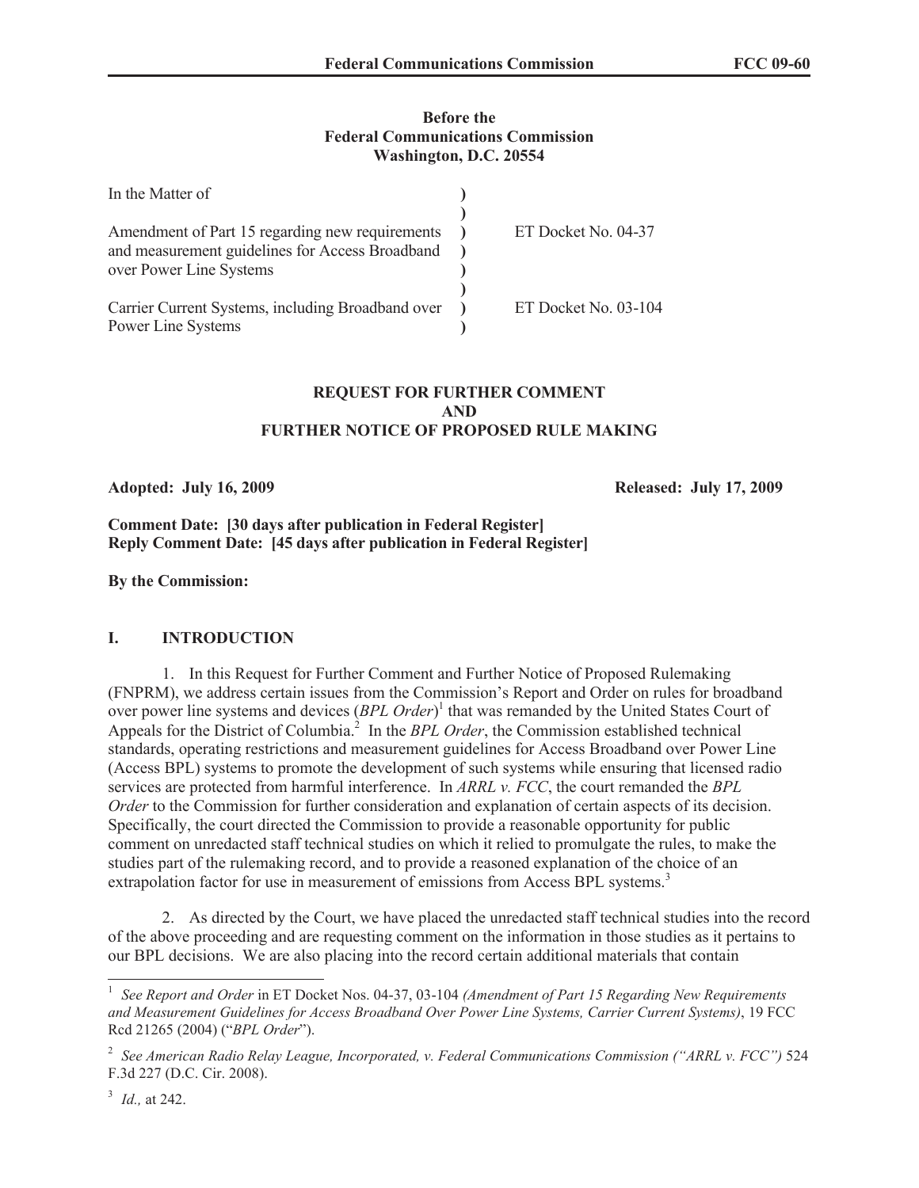**Before the**
**Federal Communications Commission**
**Washington, D.C. 20554**

| In the Matter of | ) | |
|---|---|---|
| | ) | |
| Amendment of Part 15 regarding new requirements and measurement guidelines for Access Broadband over Power Line Systems | ) ) ) | ET Docket No. 04-37 |
| | ) | |
| Carrier Current Systems, including Broadband over Power Line Systems | ) ) | ET Docket No. 03-104 |

**REQUEST FOR FURTHER COMMENT**
**AND**
**FURTHER NOTICE OF PROPOSED RULE MAKING**

**Adopted: July 16, 2009** **Released: July 17, 2009**

**Comment Date: [30 days after publication in Federal Register]**
**Reply Comment Date: [45 days after publication in Federal Register]**

**By the Commission:**

## I. INTRODUCTION

1. In this Request for Further Comment and Further Notice of Proposed Rulemaking (FNPRM), we address certain issues from the Commission's Report and Order on rules for broadband over power line systems and devices (*BPL Order*)[1] that was remanded by the United States Court of Appeals for the District of Columbia.[2] In the *BPL Order*, the Commission established technical standards, operating restrictions and measurement guidelines for Access Broadband over Power Line (Access BPL) systems to promote the development of such systems while ensuring that licensed radio services are protected from harmful interference. In *ARRL v. FCC*, the court remanded the *BPL Order* to the Commission for further consideration and explanation of certain aspects of its decision. Specifically, the court directed the Commission to provide a reasonable opportunity for public comment on unredacted staff technical studies on which it relied to promulgate the rules, to make the studies part of the rulemaking record, and to provide a reasoned explanation of the choice of an extrapolation factor for use in measurement of emissions from Access BPL systems.[3]

2. As directed by the Court, we have placed the unredacted staff technical studies into the record of the above proceeding and are requesting comment on the information in those studies as it pertains to our BPL decisions. We are also placing into the record certain additional materials that contain

---

[1] *See Report and Order* in ET Docket Nos. 04-37, 03-104 *(Amendment of Part 15 Regarding New Requirements and Measurement Guidelines for Access Broadband Over Power Line Systems, Carrier Current Systems)*, 19 FCC Rcd 21265 (2004) ("*BPL Order*").

[2] *See American Radio Relay League, Incorporated, v. Federal Communications Commission ("ARRL v. FCC")* 524 F.3d 227 (D.C. Cir. 2008).

[3] *Id.,* at 242.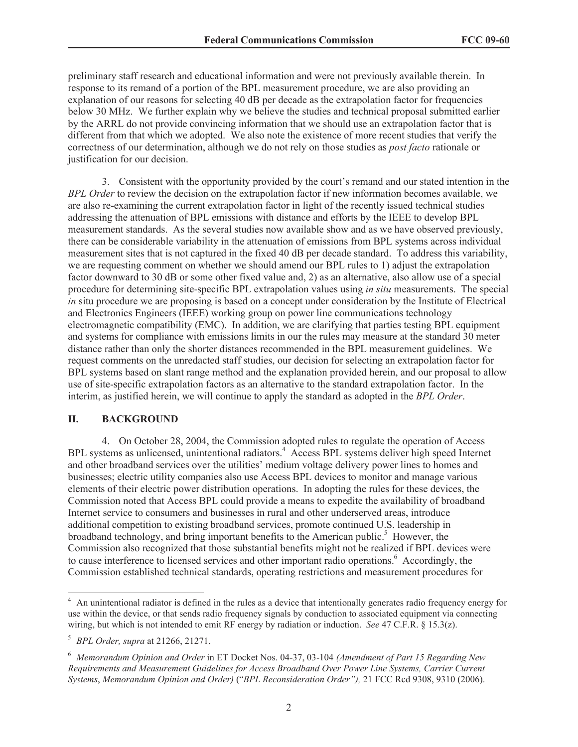preliminary staff research and educational information and were not previously available therein. In response to its remand of a portion of the BPL measurement procedure, we are also providing an explanation of our reasons for selecting 40 dB per decade as the extrapolation factor for frequencies below 30 MHz. We further explain why we believe the studies and technical proposal submitted earlier by the ARRL do not provide convincing information that we should use an extrapolation factor that is different from that which we adopted. We also note the existence of more recent studies that verify the correctness of our determination, although we do not rely on those studies as *post facto* rationale or justification for our decision.

3. Consistent with the opportunity provided by the court's remand and our stated intention in the *BPL Order* to review the decision on the extrapolation factor if new information becomes available, we are also re-examining the current extrapolation factor in light of the recently issued technical studies addressing the attenuation of BPL emissions with distance and efforts by the IEEE to develop BPL measurement standards. As the several studies now available show and as we have observed previously, there can be considerable variability in the attenuation of emissions from BPL systems across individual measurement sites that is not captured in the fixed 40 dB per decade standard. To address this variability, we are requesting comment on whether we should amend our BPL rules to 1) adjust the extrapolation factor downward to 30 dB or some other fixed value and, 2) as an alternative, also allow use of a special procedure for determining site-specific BPL extrapolation values using *in situ* measurements. The special *in* situ procedure we are proposing is based on a concept under consideration by the Institute of Electrical and Electronics Engineers (IEEE) working group on power line communications technology electromagnetic compatibility (EMC). In addition, we are clarifying that parties testing BPL equipment and systems for compliance with emissions limits in our the rules may measure at the standard 30 meter distance rather than only the shorter distances recommended in the BPL measurement guidelines. We request comments on the unredacted staff studies, our decision for selecting an extrapolation factor for BPL systems based on slant range method and the explanation provided herein, and our proposal to allow use of site-specific extrapolation factors as an alternative to the standard extrapolation factor. In the interim, as justified herein, we will continue to apply the standard as adopted in the *BPL Order*.

## II. BACKGROUND

4. On October 28, 2004, the Commission adopted rules to regulate the operation of Access BPL systems as unlicensed, unintentional radiators.[4] Access BPL systems deliver high speed Internet and other broadband services over the utilities' medium voltage delivery power lines to homes and businesses; electric utility companies also use Access BPL devices to monitor and manage various elements of their electric power distribution operations. In adopting the rules for these devices, the Commission noted that Access BPL could provide a means to expedite the availability of broadband Internet service to consumers and businesses in rural and other underserved areas, introduce additional competition to existing broadband services, promote continued U.S. leadership in broadband technology, and bring important benefits to the American public.[5] However, the Commission also recognized that those substantial benefits might not be realized if BPL devices were to cause interference to licensed services and other important radio operations.[6] Accordingly, the Commission established technical standards, operating restrictions and measurement procedures for

---

[4] An unintentional radiator is defined in the rules as a device that intentionally generates radio frequency energy for use within the device, or that sends radio frequency signals by conduction to associated equipment via connecting wiring, but which is not intended to emit RF energy by radiation or induction. *See* 47 C.F.R. § 15.3(z).

[5] *BPL Order, supra* at 21266, 21271.

[6] *Memorandum Opinion and Order* in ET Docket Nos. 04-37, 03-104 *(Amendment of Part 15 Regarding New Requirements and Measurement Guidelines for Access Broadband Over Power Line Systems, Carrier Current Systems*, *Memorandum Opinion and Order)* ("*BPL Reconsideration Order"),* 21 FCC Rcd 9308, 9310 (2006).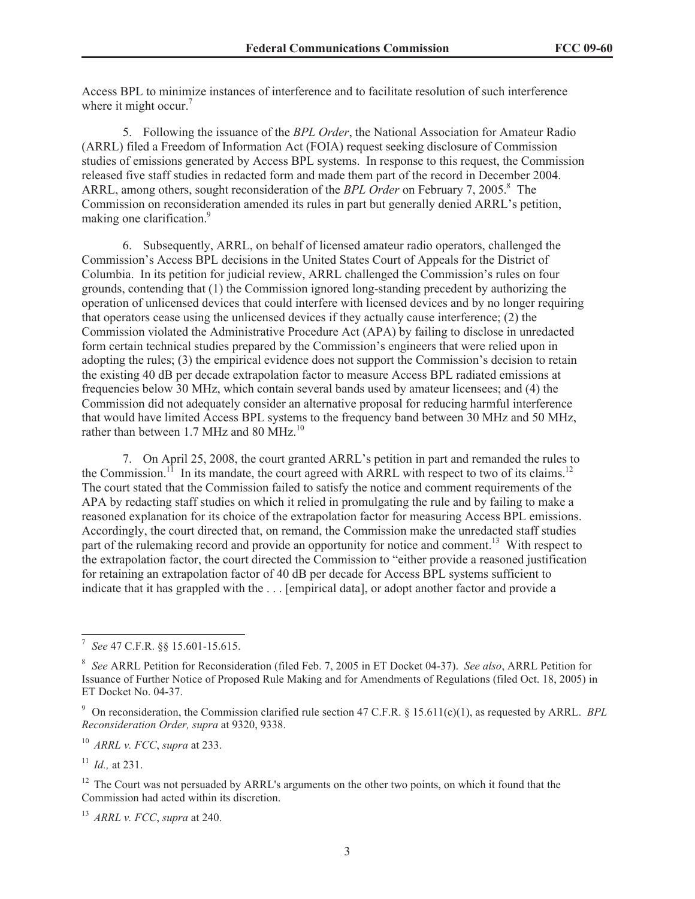Access BPL to minimize instances of interference and to facilitate resolution of such interference where it might occur.[7]

5. Following the issuance of the *BPL Order*, the National Association for Amateur Radio (ARRL) filed a Freedom of Information Act (FOIA) request seeking disclosure of Commission studies of emissions generated by Access BPL systems. In response to this request, the Commission released five staff studies in redacted form and made them part of the record in December 2004. ARRL, among others, sought reconsideration of the *BPL Order* on February 7, 2005.[8] The Commission on reconsideration amended its rules in part but generally denied ARRL's petition, making one clarification.[9]

6. Subsequently, ARRL, on behalf of licensed amateur radio operators, challenged the Commission's Access BPL decisions in the United States Court of Appeals for the District of Columbia. In its petition for judicial review, ARRL challenged the Commission's rules on four grounds, contending that (1) the Commission ignored long-standing precedent by authorizing the operation of unlicensed devices that could interfere with licensed devices and by no longer requiring that operators cease using the unlicensed devices if they actually cause interference; (2) the Commission violated the Administrative Procedure Act (APA) by failing to disclose in unredacted form certain technical studies prepared by the Commission's engineers that were relied upon in adopting the rules; (3) the empirical evidence does not support the Commission's decision to retain the existing 40 dB per decade extrapolation factor to measure Access BPL radiated emissions at frequencies below 30 MHz, which contain several bands used by amateur licensees; and (4) the Commission did not adequately consider an alternative proposal for reducing harmful interference that would have limited Access BPL systems to the frequency band between 30 MHz and 50 MHz, rather than between 1.7 MHz and 80 MHz.[10]

7. On April 25, 2008, the court granted ARRL's petition in part and remanded the rules to the Commission.[11] In its mandate, the court agreed with ARRL with respect to two of its claims.[12] The court stated that the Commission failed to satisfy the notice and comment requirements of the APA by redacting staff studies on which it relied in promulgating the rule and by failing to make a reasoned explanation for its choice of the extrapolation factor for measuring Access BPL emissions. Accordingly, the court directed that, on remand, the Commission make the unredacted staff studies part of the rulemaking record and provide an opportunity for notice and comment.[13] With respect to the extrapolation factor, the court directed the Commission to "either provide a reasoned justification for retaining an extrapolation factor of 40 dB per decade for Access BPL systems sufficient to indicate that it has grappled with the . . . [empirical data], or adopt another factor and provide a

---

[7] *See* 47 C.F.R. §§ 15.601-15.615.

[8] *See* ARRL Petition for Reconsideration (filed Feb. 7, 2005 in ET Docket 04-37). *See also*, ARRL Petition for Issuance of Further Notice of Proposed Rule Making and for Amendments of Regulations (filed Oct. 18, 2005) in ET Docket No. 04-37.

[9] On reconsideration, the Commission clarified rule section 47 C.F.R. § 15.611(c)(1), as requested by ARRL. *BPL Reconsideration Order, supra* at 9320, 9338.

[10] *ARRL v. FCC*, *supra* at 233.

[11] *Id.,* at 231.

[12] The Court was not persuaded by ARRL's arguments on the other two points, on which it found that the Commission had acted within its discretion.

[13] *ARRL v. FCC*, *supra* at 240.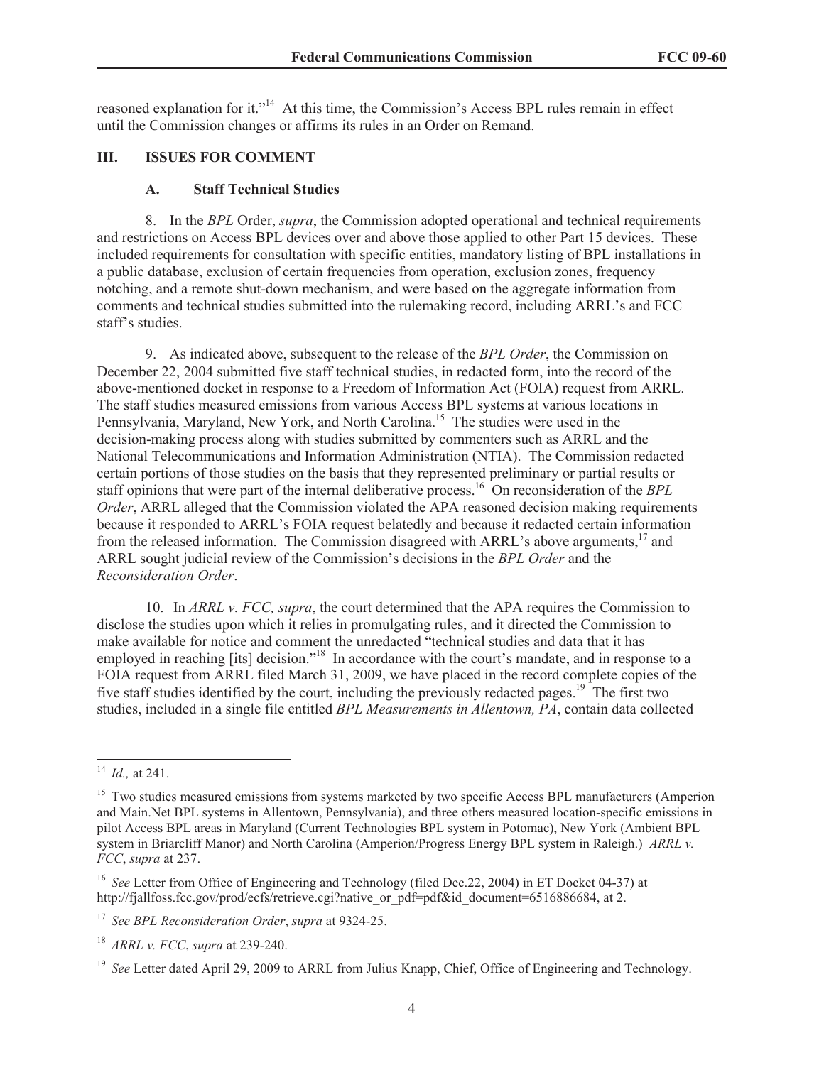reasoned explanation for it."[14] At this time, the Commission's Access BPL rules remain in effect until the Commission changes or affirms its rules in an Order on Remand.

## III. ISSUES FOR COMMENT

### A. Staff Technical Studies

8. In the *BPL* Order, *supra*, the Commission adopted operational and technical requirements and restrictions on Access BPL devices over and above those applied to other Part 15 devices. These included requirements for consultation with specific entities, mandatory listing of BPL installations in a public database, exclusion of certain frequencies from operation, exclusion zones, frequency notching, and a remote shut-down mechanism, and were based on the aggregate information from comments and technical studies submitted into the rulemaking record, including ARRL's and FCC staff's studies.

9. As indicated above, subsequent to the release of the *BPL Order*, the Commission on December 22, 2004 submitted five staff technical studies, in redacted form, into the record of the above-mentioned docket in response to a Freedom of Information Act (FOIA) request from ARRL. The staff studies measured emissions from various Access BPL systems at various locations in Pennsylvania, Maryland, New York, and North Carolina.[15] The studies were used in the decision-making process along with studies submitted by commenters such as ARRL and the National Telecommunications and Information Administration (NTIA). The Commission redacted certain portions of those studies on the basis that they represented preliminary or partial results or staff opinions that were part of the internal deliberative process.[16] On reconsideration of the *BPL Order*, ARRL alleged that the Commission violated the APA reasoned decision making requirements because it responded to ARRL's FOIA request belatedly and because it redacted certain information from the released information. The Commission disagreed with ARRL's above arguments,[17] and ARRL sought judicial review of the Commission's decisions in the *BPL Order* and the *Reconsideration Order*.

10. In *ARRL v. FCC, supra*, the court determined that the APA requires the Commission to disclose the studies upon which it relies in promulgating rules, and it directed the Commission to make available for notice and comment the unredacted "technical studies and data that it has employed in reaching [its] decision."[18] In accordance with the court's mandate, and in response to a FOIA request from ARRL filed March 31, 2009, we have placed in the record complete copies of the five staff studies identified by the court, including the previously redacted pages.[19] The first two studies, included in a single file entitled *BPL Measurements in Allentown, PA*, contain data collected

---

[14] *Id.,* at 241.

[15] Two studies measured emissions from systems marketed by two specific Access BPL manufacturers (Amperion and Main.Net BPL systems in Allentown, Pennsylvania), and three others measured location-specific emissions in pilot Access BPL areas in Maryland (Current Technologies BPL system in Potomac), New York (Ambient BPL system in Briarcliff Manor) and North Carolina (Amperion/Progress Energy BPL system in Raleigh.) *ARRL v. FCC*, *supra* at 237.

[16] *See* Letter from Office of Engineering and Technology (filed Dec.22, 2004) in ET Docket 04-37) at http://fjallfoss.fcc.gov/prod/ecfs/retrieve.cgi?native_or_pdf=pdf&id_document=6516886684, at 2.

[17] *See BPL Reconsideration Order*, *supra* at 9324-25.

[18] *ARRL v. FCC*, *supra* at 239-240.

[19] *See* Letter dated April 29, 2009 to ARRL from Julius Knapp, Chief, Office of Engineering and Technology.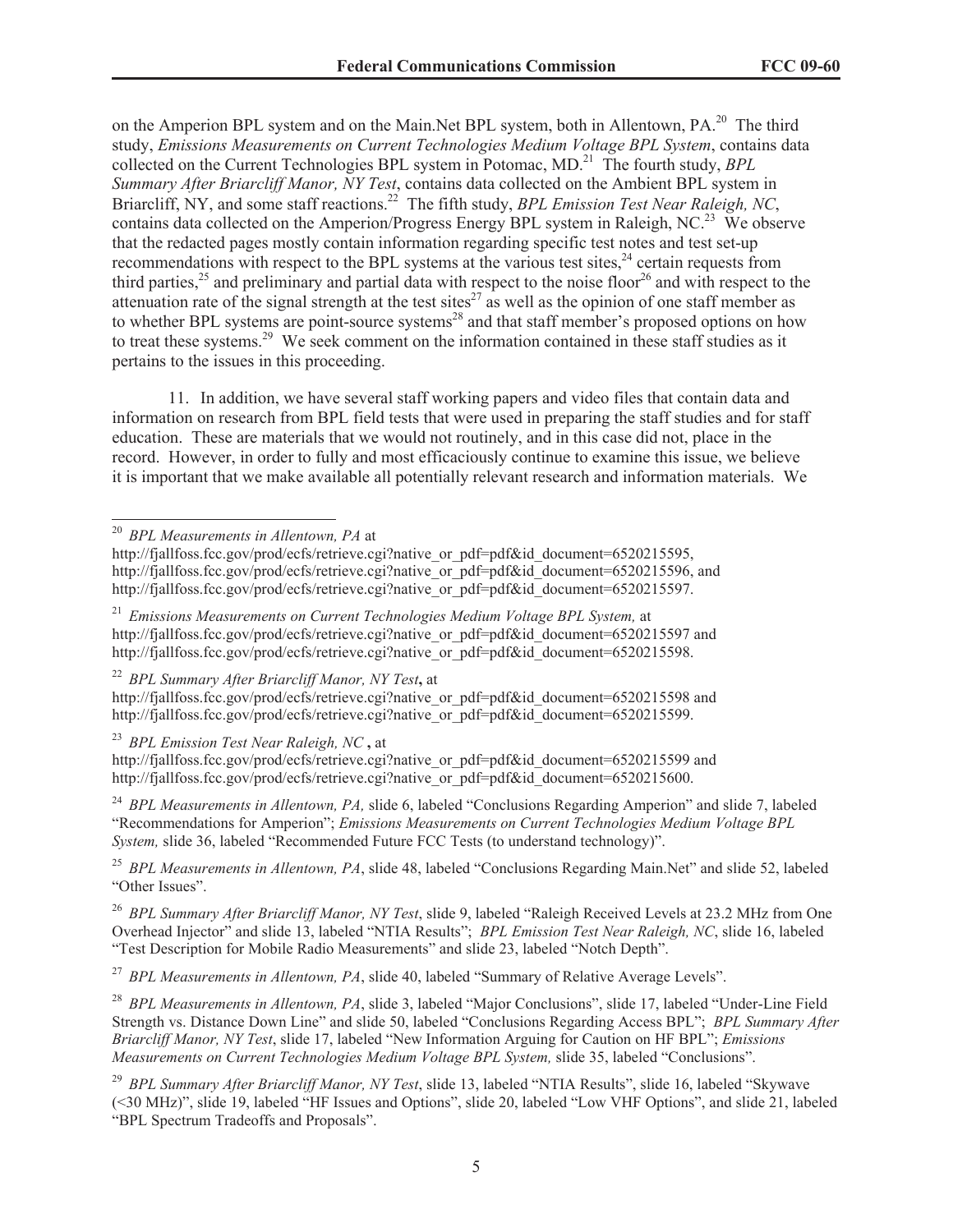on the Amperion BPL system and on the Main.Net BPL system, both in Allentown, PA.[20] The third study, *Emissions Measurements on Current Technologies Medium Voltage BPL System*, contains data collected on the Current Technologies BPL system in Potomac, MD.[21] The fourth study, *BPL Summary After Briarcliff Manor, NY Test*, contains data collected on the Ambient BPL system in Briarcliff, NY, and some staff reactions.[22] The fifth study, *BPL Emission Test Near Raleigh, NC*, contains data collected on the Amperion/Progress Energy BPL system in Raleigh, NC.[23] We observe that the redacted pages mostly contain information regarding specific test notes and test set-up recommendations with respect to the BPL systems at the various test sites,[24] certain requests from third parties,[25] and preliminary and partial data with respect to the noise floor[26] and with respect to the attenuation rate of the signal strength at the test sites[27] as well as the opinion of one staff member as to whether BPL systems are point-source systems[28] and that staff member's proposed options on how to treat these systems.[29] We seek comment on the information contained in these staff studies as it pertains to the issues in this proceeding.

11. In addition, we have several staff working papers and video files that contain data and information on research from BPL field tests that were used in preparing the staff studies and for staff education. These are materials that we would not routinely, and in this case did not, place in the record. However, in order to fully and most efficaciously continue to examine this issue, we believe it is important that we make available all potentially relevant research and information materials. We

---

[20] *BPL Measurements in Allentown, PA* at http://fjallfoss.fcc.gov/prod/ecfs/retrieve.cgi?native_or_pdf=pdf&id_document=6520215595, http://fjallfoss.fcc.gov/prod/ecfs/retrieve.cgi?native_or_pdf=pdf&id_document=6520215596, and http://fjallfoss.fcc.gov/prod/ecfs/retrieve.cgi?native_or_pdf=pdf&id_document=6520215597.

[21] *Emissions Measurements on Current Technologies Medium Voltage BPL System,* at http://fjallfoss.fcc.gov/prod/ecfs/retrieve.cgi?native_or_pdf=pdf&id_document=6520215597 and http://fjallfoss.fcc.gov/prod/ecfs/retrieve.cgi?native_or_pdf=pdf&id_document=6520215598.

[22] *BPL Summary After Briarcliff Manor, NY Test***,** at http://fjallfoss.fcc.gov/prod/ecfs/retrieve.cgi?native_or_pdf=pdf&id_document=6520215598 and http://fjallfoss.fcc.gov/prod/ecfs/retrieve.cgi?native_or_pdf=pdf&id_document=6520215599.

[23] *BPL Emission Test Near Raleigh, NC* **,** at http://fjallfoss.fcc.gov/prod/ecfs/retrieve.cgi?native_or_pdf=pdf&id_document=6520215599 and http://fjallfoss.fcc.gov/prod/ecfs/retrieve.cgi?native_or_pdf=pdf&id_document=6520215600.

[24] *BPL Measurements in Allentown, PA,* slide 6, labeled "Conclusions Regarding Amperion" and slide 7, labeled "Recommendations for Amperion"; *Emissions Measurements on Current Technologies Medium Voltage BPL System,* slide 36, labeled "Recommended Future FCC Tests (to understand technology)".

[25] *BPL Measurements in Allentown, PA*, slide 48, labeled "Conclusions Regarding Main.Net" and slide 52, labeled "Other Issues".

[26] *BPL Summary After Briarcliff Manor, NY Test*, slide 9, labeled "Raleigh Received Levels at 23.2 MHz from One Overhead Injector" and slide 13, labeled "NTIA Results"; *BPL Emission Test Near Raleigh, NC*, slide 16, labeled "Test Description for Mobile Radio Measurements" and slide 23, labeled "Notch Depth".

[27] *BPL Measurements in Allentown, PA*, slide 40, labeled "Summary of Relative Average Levels".

[28] *BPL Measurements in Allentown, PA*, slide 3, labeled "Major Conclusions", slide 17, labeled "Under-Line Field Strength vs. Distance Down Line" and slide 50, labeled "Conclusions Regarding Access BPL"; *BPL Summary After Briarcliff Manor, NY Test*, slide 17, labeled "New Information Arguing for Caution on HF BPL"; *Emissions Measurements on Current Technologies Medium Voltage BPL System,* slide 35, labeled "Conclusions".

[29] *BPL Summary After Briarcliff Manor, NY Test*, slide 13, labeled "NTIA Results", slide 16, labeled "Skywave (<30 MHz)", slide 19, labeled "HF Issues and Options", slide 20, labeled "Low VHF Options", and slide 21, labeled "BPL Spectrum Tradeoffs and Proposals".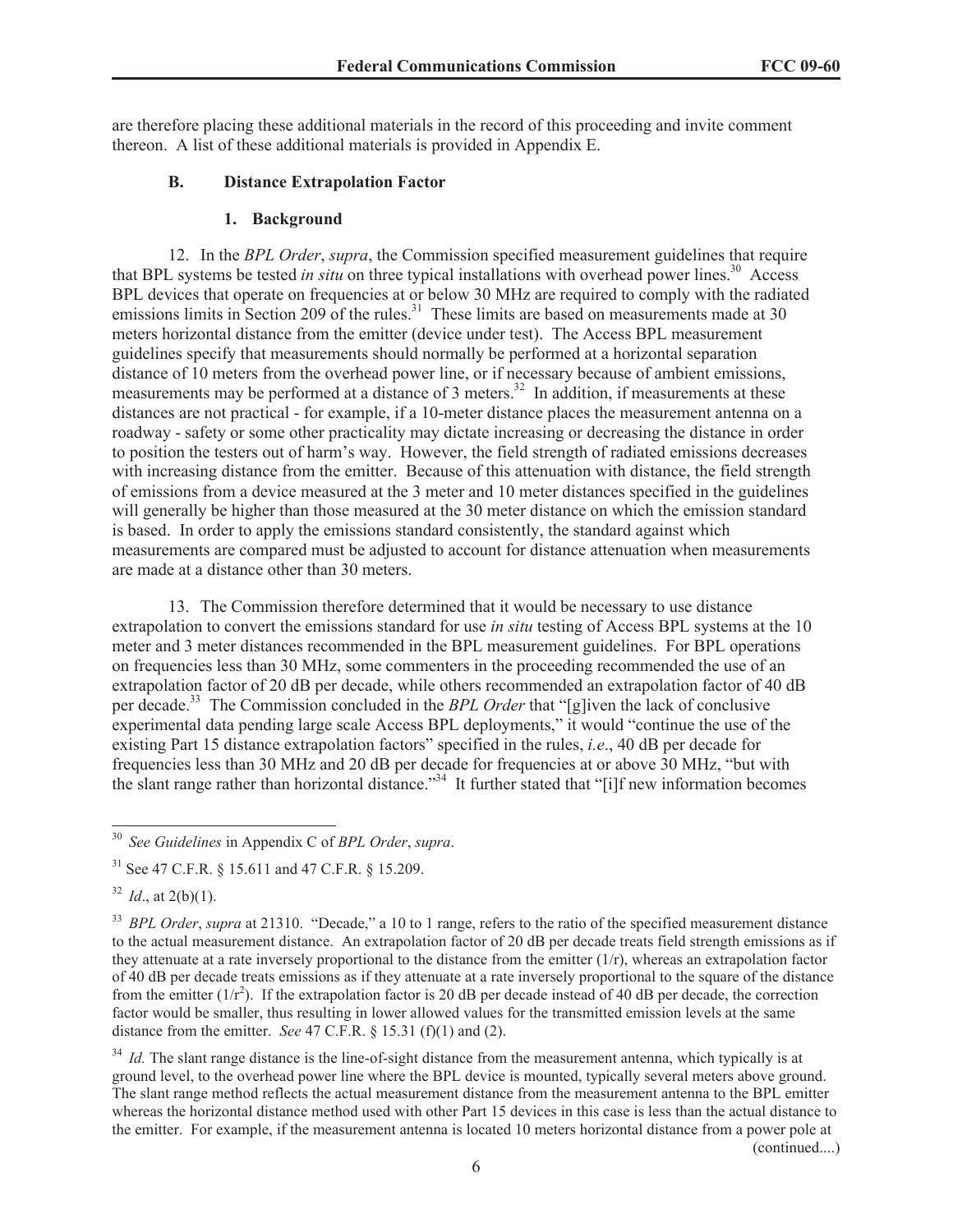are therefore placing these additional materials in the record of this proceeding and invite comment thereon. A list of these additional materials is provided in Appendix E.

### B. Distance Extrapolation Factor

#### 1. Background

12. In the *BPL Order*, *supra*, the Commission specified measurement guidelines that require that BPL systems be tested *in situ* on three typical installations with overhead power lines.[30] Access BPL devices that operate on frequencies at or below 30 MHz are required to comply with the radiated emissions limits in Section 209 of the rules.[31] These limits are based on measurements made at 30 meters horizontal distance from the emitter (device under test). The Access BPL measurement guidelines specify that measurements should normally be performed at a horizontal separation distance of 10 meters from the overhead power line, or if necessary because of ambient emissions, measurements may be performed at a distance of 3 meters.[32] In addition, if measurements at these distances are not practical - for example, if a 10-meter distance places the measurement antenna on a roadway - safety or some other practicality may dictate increasing or decreasing the distance in order to position the testers out of harm's way. However, the field strength of radiated emissions decreases with increasing distance from the emitter. Because of this attenuation with distance, the field strength of emissions from a device measured at the 3 meter and 10 meter distances specified in the guidelines will generally be higher than those measured at the 30 meter distance on which the emission standard is based. In order to apply the emissions standard consistently, the standard against which measurements are compared must be adjusted to account for distance attenuation when measurements are made at a distance other than 30 meters.

13. The Commission therefore determined that it would be necessary to use distance extrapolation to convert the emissions standard for use *in situ* testing of Access BPL systems at the 10 meter and 3 meter distances recommended in the BPL measurement guidelines. For BPL operations on frequencies less than 30 MHz, some commenters in the proceeding recommended the use of an extrapolation factor of 20 dB per decade, while others recommended an extrapolation factor of 40 dB per decade.[33] The Commission concluded in the *BPL Order* that "[g]iven the lack of conclusive experimental data pending large scale Access BPL deployments," it would "continue the use of the existing Part 15 distance extrapolation factors" specified in the rules, *i.e*., 40 dB per decade for frequencies less than 30 MHz and 20 dB per decade for frequencies at or above 30 MHz, "but with the slant range rather than horizontal distance."[34] It further stated that "[i]f new information becomes

---

[30] *See Guidelines* in Appendix C of *BPL Order*, *supra*.

[31] See 47 C.F.R. § 15.611 and 47 C.F.R. § 15.209.

[32] *Id*., at 2(b)(1).

[33] *BPL Order*, *supra* at 21310. "Decade," a 10 to 1 range, refers to the ratio of the specified measurement distance to the actual measurement distance. An extrapolation factor of 20 dB per decade treats field strength emissions as if they attenuate at a rate inversely proportional to the distance from the emitter ($1/r$), whereas an extrapolation factor of 40 dB per decade treats emissions as if they attenuate at a rate inversely proportional to the square of the distance from the emitter ($1/r^2$). If the extrapolation factor is 20 dB per decade instead of 40 dB per decade, the correction factor would be smaller, thus resulting in lower allowed values for the transmitted emission levels at the same distance from the emitter. *See* 47 C.F.R. § 15.31 (f)(1) and (2).

[34] *Id.* The slant range distance is the line-of-sight distance from the measurement antenna, which typically is at ground level, to the overhead power line where the BPL device is mounted, typically several meters above ground. The slant range method reflects the actual measurement distance from the measurement antenna to the BPL emitter whereas the horizontal distance method used with other Part 15 devices in this case is less than the actual distance to the emitter. For example, if the measurement antenna is located 10 meters horizontal distance from a power pole at

(continued....)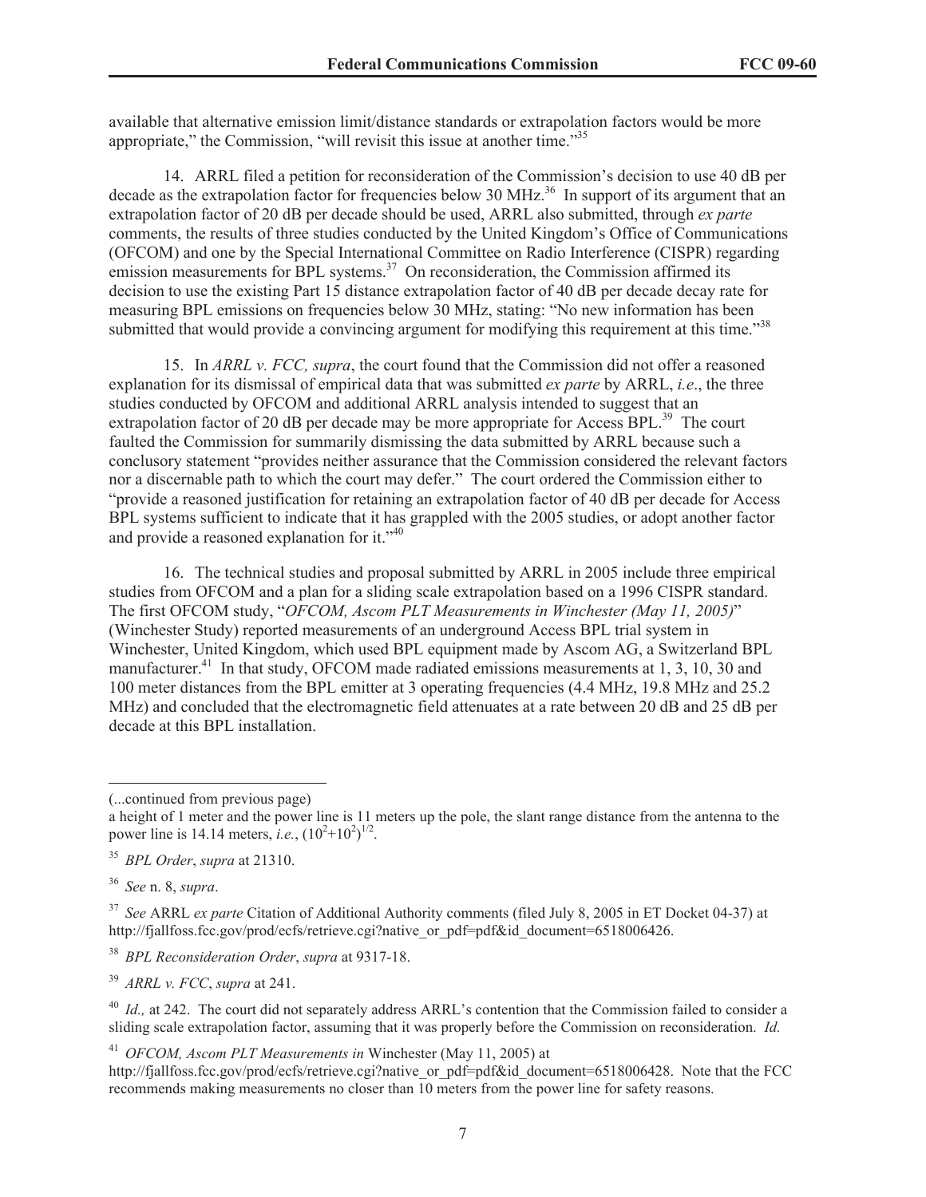available that alternative emission limit/distance standards or extrapolation factors would be more appropriate," the Commission, "will revisit this issue at another time."[35]

14. ARRL filed a petition for reconsideration of the Commission's decision to use 40 dB per decade as the extrapolation factor for frequencies below 30 MHz.[36] In support of its argument that an extrapolation factor of 20 dB per decade should be used, ARRL also submitted, through *ex parte* comments, the results of three studies conducted by the United Kingdom's Office of Communications (OFCOM) and one by the Special International Committee on Radio Interference (CISPR) regarding emission measurements for BPL systems.[37] On reconsideration, the Commission affirmed its decision to use the existing Part 15 distance extrapolation factor of 40 dB per decade decay rate for measuring BPL emissions on frequencies below 30 MHz, stating: "No new information has been submitted that would provide a convincing argument for modifying this requirement at this time."[38]

15. In *ARRL v. FCC, supra*, the court found that the Commission did not offer a reasoned explanation for its dismissal of empirical data that was submitted *ex parte* by ARRL, *i.e*., the three studies conducted by OFCOM and additional ARRL analysis intended to suggest that an extrapolation factor of 20 dB per decade may be more appropriate for Access BPL.[39] The court faulted the Commission for summarily dismissing the data submitted by ARRL because such a conclusory statement "provides neither assurance that the Commission considered the relevant factors nor a discernable path to which the court may defer." The court ordered the Commission either to "provide a reasoned justification for retaining an extrapolation factor of 40 dB per decade for Access BPL systems sufficient to indicate that it has grappled with the 2005 studies, or adopt another factor and provide a reasoned explanation for it."[40]

16. The technical studies and proposal submitted by ARRL in 2005 include three empirical studies from OFCOM and a plan for a sliding scale extrapolation based on a 1996 CISPR standard. The first OFCOM study, "*OFCOM, Ascom PLT Measurements in Winchester (May 11, 2005)*" (Winchester Study) reported measurements of an underground Access BPL trial system in Winchester, United Kingdom, which used BPL equipment made by Ascom AG, a Switzerland BPL manufacturer.[41] In that study, OFCOM made radiated emissions measurements at 1, 3, 10, 30 and 100 meter distances from the BPL emitter at 3 operating frequencies (4.4 MHz, 19.8 MHz and 25.2 MHz) and concluded that the electromagnetic field attenuates at a rate between 20 dB and 25 dB per decade at this BPL installation.

---

(...continued from previous page)

a height of 1 meter and the power line is 11 meters up the pole, the slant range distance from the antenna to the power line is 14.14 meters, *i.e.*, $(10^2+10^2)^{1/2}$.

[35] *BPL Order*, *supra* at 21310.

[36] *See* n. 8, *supra*.

[37] *See* ARRL *ex parte* Citation of Additional Authority comments (filed July 8, 2005 in ET Docket 04-37) at http://fjallfoss.fcc.gov/prod/ecfs/retrieve.cgi?native_or_pdf=pdf&id_document=6518006426.

[38] *BPL Reconsideration Order*, *supra* at 9317-18.

[39] *ARRL v. FCC*, *supra* at 241.

[40] *Id.,* at 242. The court did not separately address ARRL's contention that the Commission failed to consider a sliding scale extrapolation factor, assuming that it was properly before the Commission on reconsideration. *Id.*

[41] *OFCOM, Ascom PLT Measurements in* Winchester (May 11, 2005) at http://fjallfoss.fcc.gov/prod/ecfs/retrieve.cgi?native_or_pdf=pdf&id_document=6518006428. Note that the FCC recommends making measurements no closer than 10 meters from the power line for safety reasons.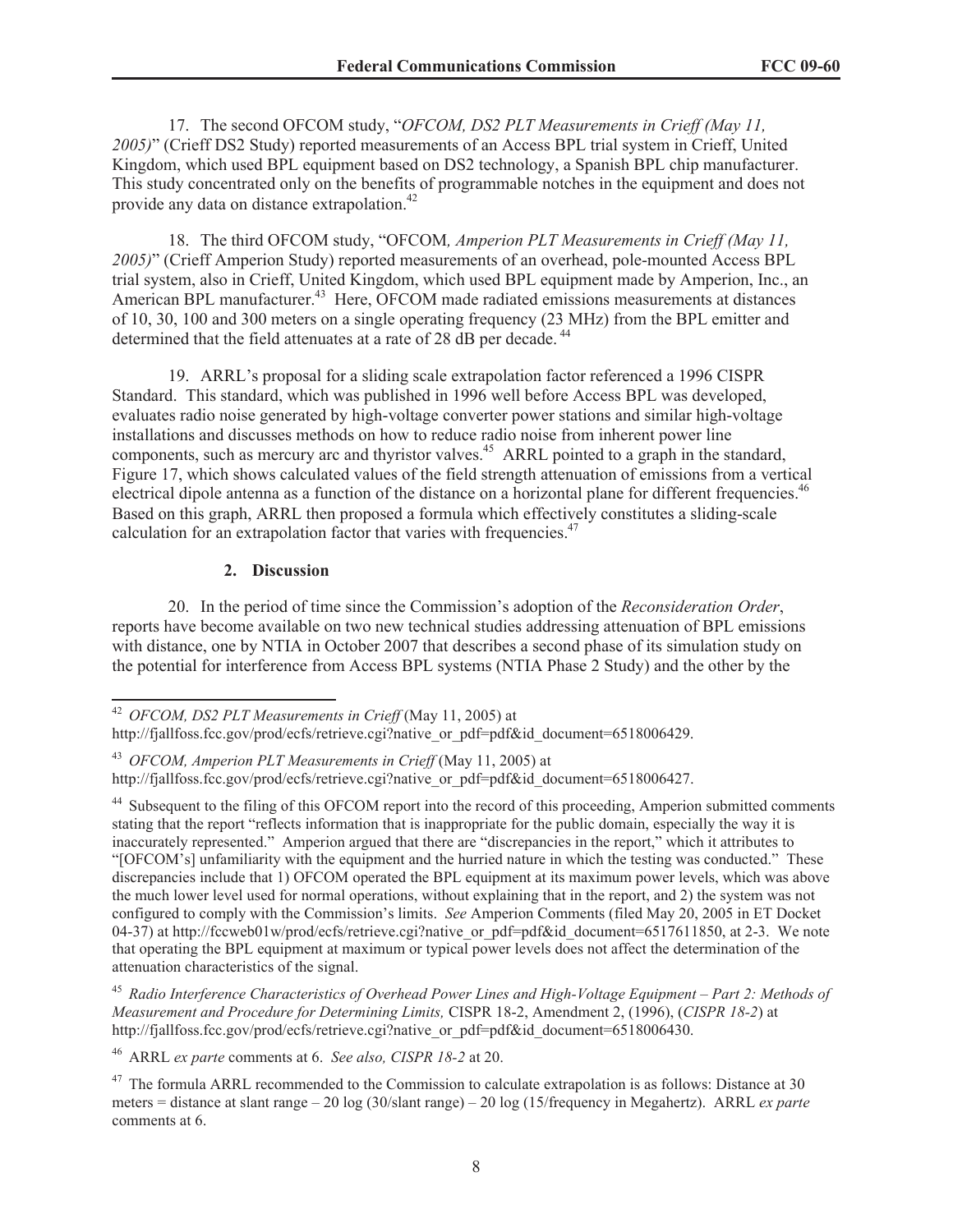17. The second OFCOM study, "*OFCOM, DS2 PLT Measurements in Crieff (May 11, 2005)*" (Crieff DS2 Study) reported measurements of an Access BPL trial system in Crieff, United Kingdom, which used BPL equipment based on DS2 technology, a Spanish BPL chip manufacturer. This study concentrated only on the benefits of programmable notches in the equipment and does not provide any data on distance extrapolation.[42]

18. The third OFCOM study, "OFCOM*, Amperion PLT Measurements in Crieff (May 11, 2005)*" (Crieff Amperion Study) reported measurements of an overhead, pole-mounted Access BPL trial system, also in Crieff, United Kingdom, which used BPL equipment made by Amperion, Inc., an American BPL manufacturer.[43] Here, OFCOM made radiated emissions measurements at distances of 10, 30, 100 and 300 meters on a single operating frequency (23 MHz) from the BPL emitter and determined that the field attenuates at a rate of 28 dB per decade.[44]

19. ARRL's proposal for a sliding scale extrapolation factor referenced a 1996 CISPR Standard. This standard, which was published in 1996 well before Access BPL was developed, evaluates radio noise generated by high-voltage converter power stations and similar high-voltage installations and discusses methods on how to reduce radio noise from inherent power line components, such as mercury arc and thyristor valves.[45] ARRL pointed to a graph in the standard, Figure 17, which shows calculated values of the field strength attenuation of emissions from a vertical electrical dipole antenna as a function of the distance on a horizontal plane for different frequencies.[46] Based on this graph, ARRL then proposed a formula which effectively constitutes a sliding-scale calculation for an extrapolation factor that varies with frequencies.[47]

### 2. Discussion

20. In the period of time since the Commission's adoption of the *Reconsideration Order*, reports have become available on two new technical studies addressing attenuation of BPL emissions with distance, one by NTIA in October 2007 that describes a second phase of its simulation study on the potential for interference from Access BPL systems (NTIA Phase 2 Study) and the other by the

---

[42] *OFCOM, DS2 PLT Measurements in Crieff* (May 11, 2005) at http://fjallfoss.fcc.gov/prod/ecfs/retrieve.cgi?native_or_pdf=pdf&id_document=6518006429.

[43] *OFCOM, Amperion PLT Measurements in Crieff* (May 11, 2005) at http://fjallfoss.fcc.gov/prod/ecfs/retrieve.cgi?native_or_pdf=pdf&id_document=6518006427.

[44] Subsequent to the filing of this OFCOM report into the record of this proceeding, Amperion submitted comments stating that the report "reflects information that is inappropriate for the public domain, especially the way it is inaccurately represented." Amperion argued that there are "discrepancies in the report," which it attributes to "[OFCOM's] unfamiliarity with the equipment and the hurried nature in which the testing was conducted." These discrepancies include that 1) OFCOM operated the BPL equipment at its maximum power levels, which was above the much lower level used for normal operations, without explaining that in the report, and 2) the system was not configured to comply with the Commission's limits. *See* Amperion Comments (filed May 20, 2005 in ET Docket 04-37) at http://fccweb01w/prod/ecfs/retrieve.cgi?native_or_pdf=pdf&id_document=6517611850, at 2-3. We note that operating the BPL equipment at maximum or typical power levels does not affect the determination of the attenuation characteristics of the signal.

[45] *Radio Interference Characteristics of Overhead Power Lines and High-Voltage Equipment – Part 2: Methods of Measurement and Procedure for Determining Limits,* CISPR 18-2, Amendment 2, (1996), (*CISPR 18-2*) at http://fjallfoss.fcc.gov/prod/ecfs/retrieve.cgi?native_or_pdf=pdf&id_document=6518006430.

[46] ARRL *ex parte* comments at 6. *See also, CISPR 18-2* at 20.

[47] The formula ARRL recommended to the Commission to calculate extrapolation is as follows: Distance at 30 meters = distance at slant range – 20 log (30/slant range) – 20 log (15/frequency in Megahertz). ARRL *ex parte* comments at 6.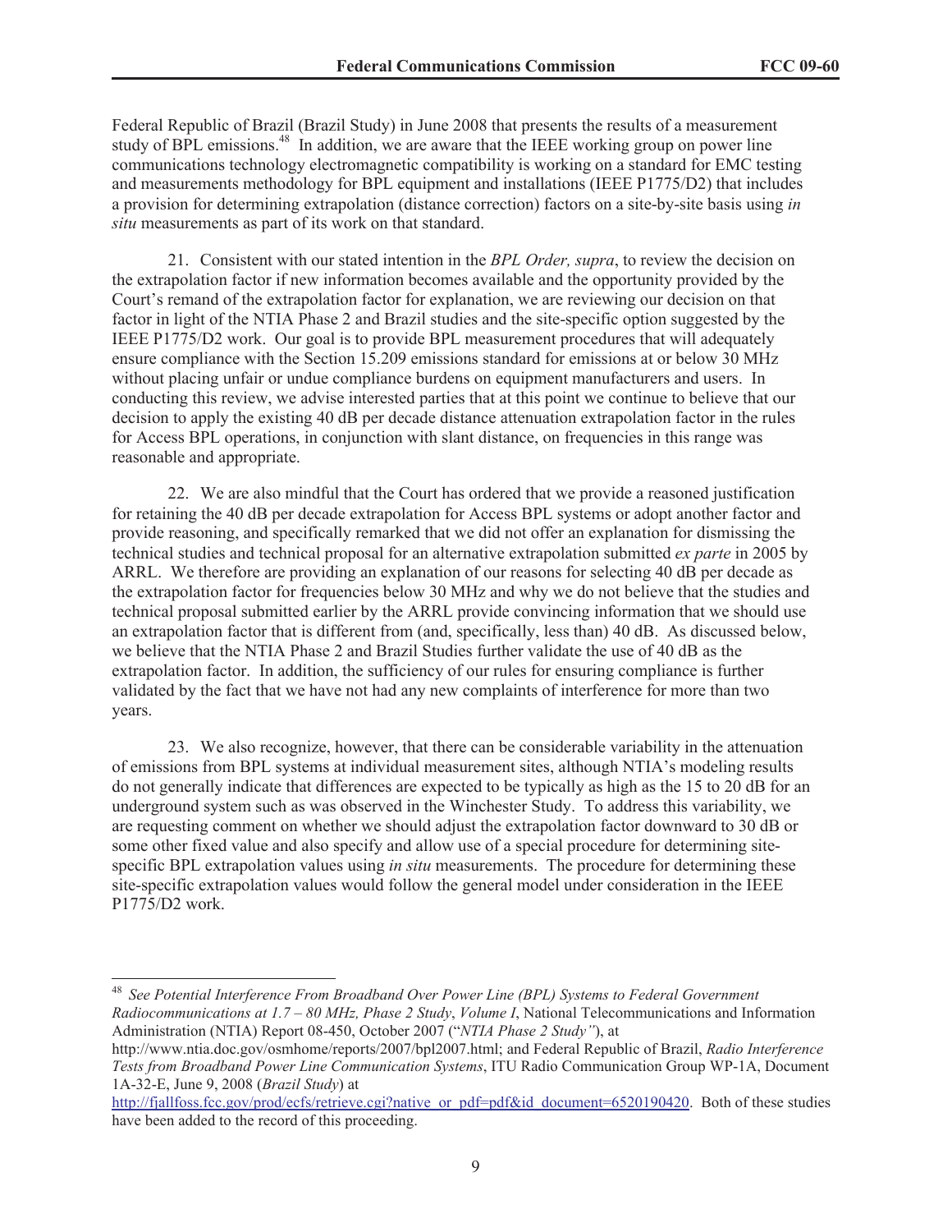Federal Republic of Brazil (Brazil Study) in June 2008 that presents the results of a measurement study of BPL emissions.[48] In addition, we are aware that the IEEE working group on power line communications technology electromagnetic compatibility is working on a standard for EMC testing and measurements methodology for BPL equipment and installations (IEEE P1775/D2) that includes a provision for determining extrapolation (distance correction) factors on a site-by-site basis using *in situ* measurements as part of its work on that standard.

21. Consistent with our stated intention in the *BPL Order, supra*, to review the decision on the extrapolation factor if new information becomes available and the opportunity provided by the Court's remand of the extrapolation factor for explanation, we are reviewing our decision on that factor in light of the NTIA Phase 2 and Brazil studies and the site-specific option suggested by the IEEE P1775/D2 work. Our goal is to provide BPL measurement procedures that will adequately ensure compliance with the Section 15.209 emissions standard for emissions at or below 30 MHz without placing unfair or undue compliance burdens on equipment manufacturers and users. In conducting this review, we advise interested parties that at this point we continue to believe that our decision to apply the existing 40 dB per decade distance attenuation extrapolation factor in the rules for Access BPL operations, in conjunction with slant distance, on frequencies in this range was reasonable and appropriate.

22. We are also mindful that the Court has ordered that we provide a reasoned justification for retaining the 40 dB per decade extrapolation for Access BPL systems or adopt another factor and provide reasoning, and specifically remarked that we did not offer an explanation for dismissing the technical studies and technical proposal for an alternative extrapolation submitted *ex parte* in 2005 by ARRL. We therefore are providing an explanation of our reasons for selecting 40 dB per decade as the extrapolation factor for frequencies below 30 MHz and why we do not believe that the studies and technical proposal submitted earlier by the ARRL provide convincing information that we should use an extrapolation factor that is different from (and, specifically, less than) 40 dB. As discussed below, we believe that the NTIA Phase 2 and Brazil Studies further validate the use of 40 dB as the extrapolation factor. In addition, the sufficiency of our rules for ensuring compliance is further validated by the fact that we have not had any new complaints of interference for more than two years.

23. We also recognize, however, that there can be considerable variability in the attenuation of emissions from BPL systems at individual measurement sites, although NTIA's modeling results do not generally indicate that differences are expected to be typically as high as the 15 to 20 dB for an underground system such as was observed in the Winchester Study. To address this variability, we are requesting comment on whether we should adjust the extrapolation factor downward to 30 dB or some other fixed value and also specify and allow use of a special procedure for determining site-specific BPL extrapolation values using *in situ* measurements. The procedure for determining these site-specific extrapolation values would follow the general model under consideration in the IEEE P1775/D2 work.

---

[48] *See Potential Interference From Broadband Over Power Line (BPL) Systems to Federal Government Radiocommunications at 1.7 – 80 MHz, Phase 2 Study*, *Volume I*, National Telecommunications and Information Administration (NTIA) Report 08-450, October 2007 ("*NTIA Phase 2 Study"*), at http://www.ntia.doc.gov/osmhome/reports/2007/bpl2007.html; and Federal Republic of Brazil, *Radio Interference Tests from Broadband Power Line Communication Systems*, ITU Radio Communication Group WP-1A, Document 1A-32-E, June 9, 2008 (*Brazil Study*) at http://fjallfoss.fcc.gov/prod/ecfs/retrieve.cgi?native_or_pdf=pdf&id_document=6520190420. Both of these studies have been added to the record of this proceeding.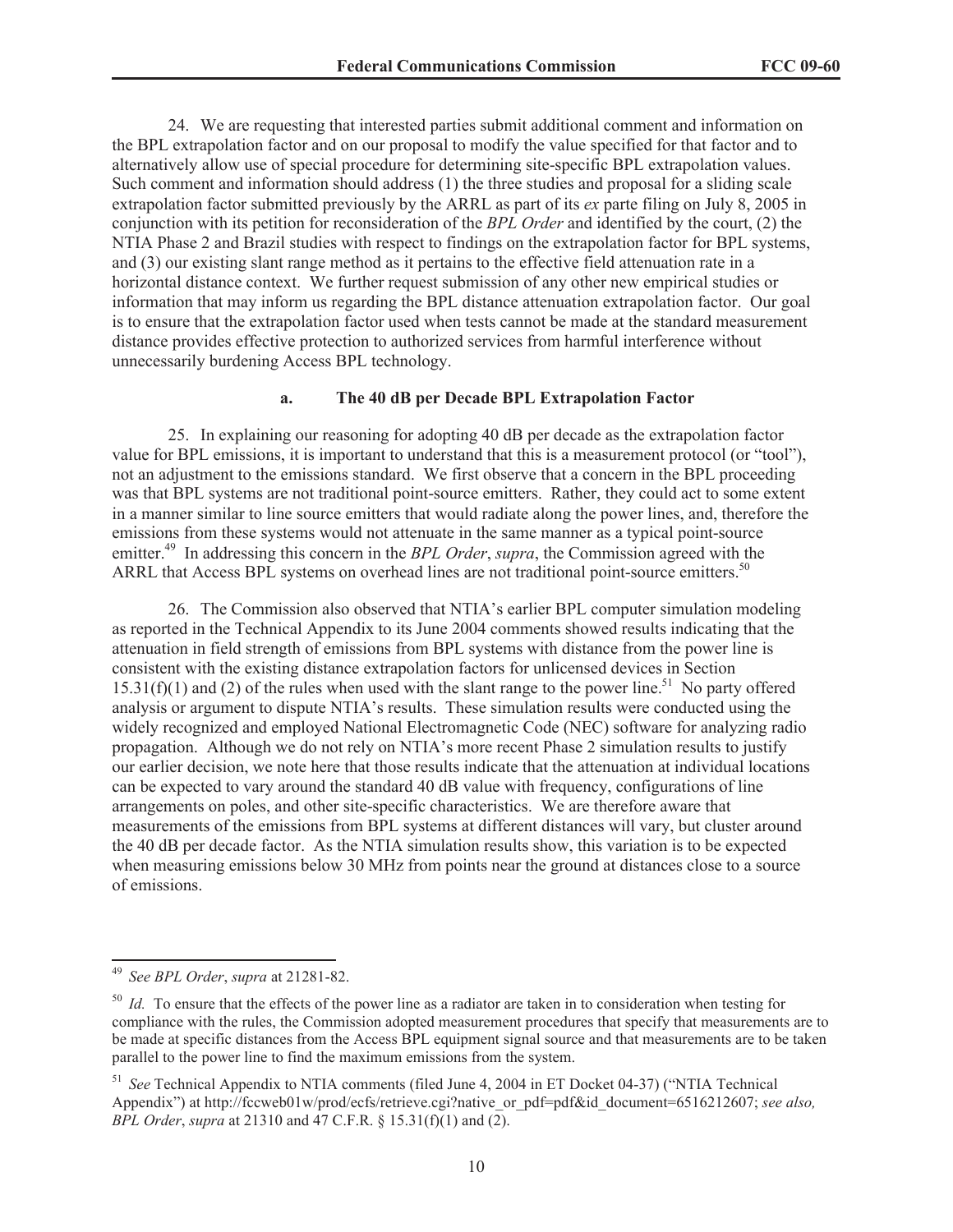24. We are requesting that interested parties submit additional comment and information on the BPL extrapolation factor and on our proposal to modify the value specified for that factor and to alternatively allow use of special procedure for determining site-specific BPL extrapolation values. Such comment and information should address (1) the three studies and proposal for a sliding scale extrapolation factor submitted previously by the ARRL as part of its *ex* parte filing on July 8, 2005 in conjunction with its petition for reconsideration of the *BPL Order* and identified by the court, (2) the NTIA Phase 2 and Brazil studies with respect to findings on the extrapolation factor for BPL systems, and (3) our existing slant range method as it pertains to the effective field attenuation rate in a horizontal distance context. We further request submission of any other new empirical studies or information that may inform us regarding the BPL distance attenuation extrapolation factor. Our goal is to ensure that the extrapolation factor used when tests cannot be made at the standard measurement distance provides effective protection to authorized services from harmful interference without unnecessarily burdening Access BPL technology.

### a. The 40 dB per Decade BPL Extrapolation Factor

25. In explaining our reasoning for adopting 40 dB per decade as the extrapolation factor value for BPL emissions, it is important to understand that this is a measurement protocol (or "tool"), not an adjustment to the emissions standard. We first observe that a concern in the BPL proceeding was that BPL systems are not traditional point-source emitters. Rather, they could act to some extent in a manner similar to line source emitters that would radiate along the power lines, and, therefore the emissions from these systems would not attenuate in the same manner as a typical point-source emitter.[49] In addressing this concern in the *BPL Order*, *supra*, the Commission agreed with the ARRL that Access BPL systems on overhead lines are not traditional point-source emitters.[50]

26. The Commission also observed that NTIA's earlier BPL computer simulation modeling as reported in the Technical Appendix to its June 2004 comments showed results indicating that the attenuation in field strength of emissions from BPL systems with distance from the power line is consistent with the existing distance extrapolation factors for unlicensed devices in Section 15.31(f)(1) and (2) of the rules when used with the slant range to the power line.[51] No party offered analysis or argument to dispute NTIA's results. These simulation results were conducted using the widely recognized and employed National Electromagnetic Code (NEC) software for analyzing radio propagation. Although we do not rely on NTIA's more recent Phase 2 simulation results to justify our earlier decision, we note here that those results indicate that the attenuation at individual locations can be expected to vary around the standard 40 dB value with frequency, configurations of line arrangements on poles, and other site-specific characteristics. We are therefore aware that measurements of the emissions from BPL systems at different distances will vary, but cluster around the 40 dB per decade factor. As the NTIA simulation results show, this variation is to be expected when measuring emissions below 30 MHz from points near the ground at distances close to a source of emissions.

---

[49] *See BPL Order*, *supra* at 21281-82.

[50] *Id.* To ensure that the effects of the power line as a radiator are taken in to consideration when testing for compliance with the rules, the Commission adopted measurement procedures that specify that measurements are to be made at specific distances from the Access BPL equipment signal source and that measurements are to be taken parallel to the power line to find the maximum emissions from the system.

[51] *See* Technical Appendix to NTIA comments (filed June 4, 2004 in ET Docket 04-37) ("NTIA Technical Appendix") at http://fccweb01w/prod/ecfs/retrieve.cgi?native_or_pdf=pdf&id_document=6516212607; *see also, BPL Order*, *supra* at 21310 and 47 C.F.R. § 15.31(f)(1) and (2).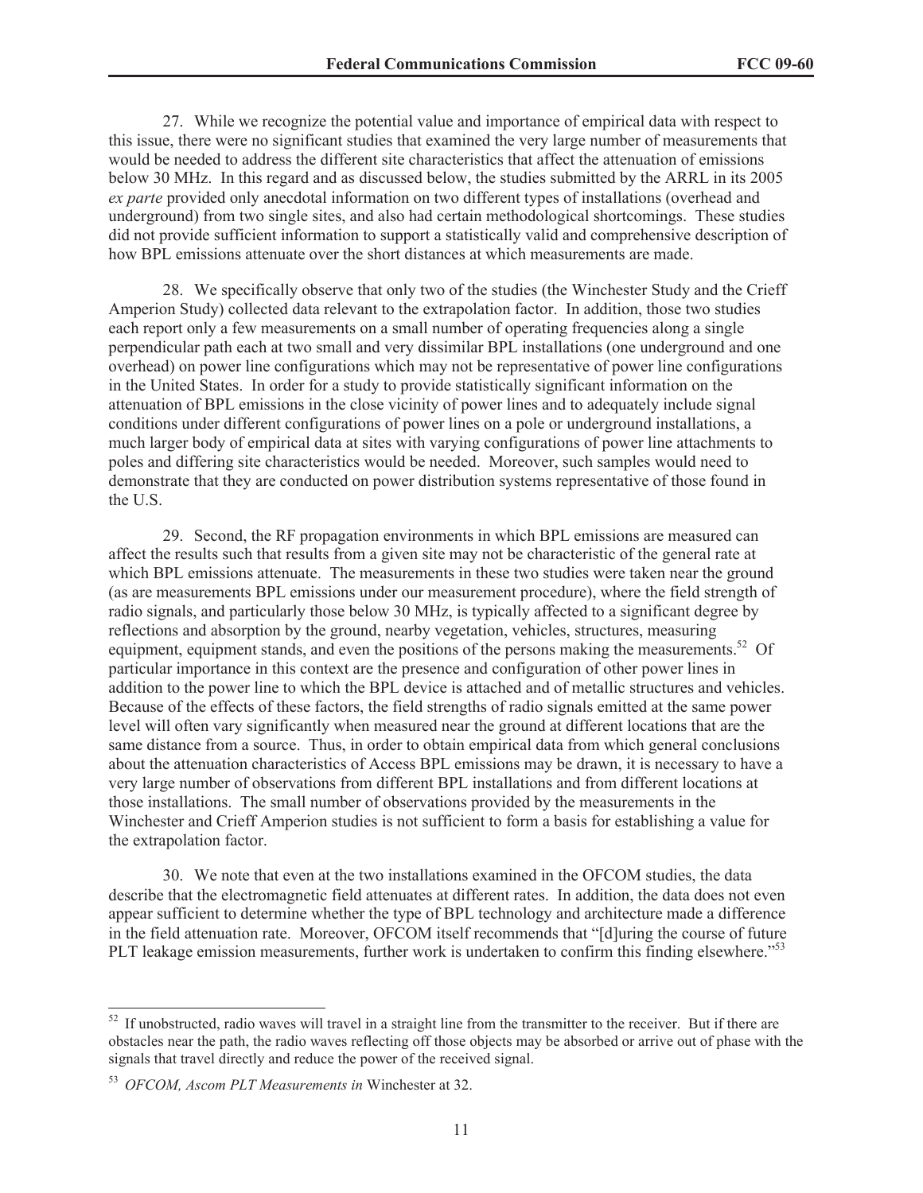27. While we recognize the potential value and importance of empirical data with respect to this issue, there were no significant studies that examined the very large number of measurements that would be needed to address the different site characteristics that affect the attenuation of emissions below 30 MHz. In this regard and as discussed below, the studies submitted by the ARRL in its 2005 *ex parte* provided only anecdotal information on two different types of installations (overhead and underground) from two single sites, and also had certain methodological shortcomings. These studies did not provide sufficient information to support a statistically valid and comprehensive description of how BPL emissions attenuate over the short distances at which measurements are made.

28. We specifically observe that only two of the studies (the Winchester Study and the Crieff Amperion Study) collected data relevant to the extrapolation factor. In addition, those two studies each report only a few measurements on a small number of operating frequencies along a single perpendicular path each at two small and very dissimilar BPL installations (one underground and one overhead) on power line configurations which may not be representative of power line configurations in the United States. In order for a study to provide statistically significant information on the attenuation of BPL emissions in the close vicinity of power lines and to adequately include signal conditions under different configurations of power lines on a pole or underground installations, a much larger body of empirical data at sites with varying configurations of power line attachments to poles and differing site characteristics would be needed. Moreover, such samples would need to demonstrate that they are conducted on power distribution systems representative of those found in the U.S.

29. Second, the RF propagation environments in which BPL emissions are measured can affect the results such that results from a given site may not be characteristic of the general rate at which BPL emissions attenuate. The measurements in these two studies were taken near the ground (as are measurements BPL emissions under our measurement procedure), where the field strength of radio signals, and particularly those below 30 MHz, is typically affected to a significant degree by reflections and absorption by the ground, nearby vegetation, vehicles, structures, measuring equipment, equipment stands, and even the positions of the persons making the measurements.[52] Of particular importance in this context are the presence and configuration of other power lines in addition to the power line to which the BPL device is attached and of metallic structures and vehicles. Because of the effects of these factors, the field strengths of radio signals emitted at the same power level will often vary significantly when measured near the ground at different locations that are the same distance from a source. Thus, in order to obtain empirical data from which general conclusions about the attenuation characteristics of Access BPL emissions may be drawn, it is necessary to have a very large number of observations from different BPL installations and from different locations at those installations. The small number of observations provided by the measurements in the Winchester and Crieff Amperion studies is not sufficient to form a basis for establishing a value for the extrapolation factor.

30. We note that even at the two installations examined in the OFCOM studies, the data describe that the electromagnetic field attenuates at different rates. In addition, the data does not even appear sufficient to determine whether the type of BPL technology and architecture made a difference in the field attenuation rate. Moreover, OFCOM itself recommends that "[d]uring the course of future PLT leakage emission measurements, further work is undertaken to confirm this finding elsewhere."[53]

---

[52] If unobstructed, radio waves will travel in a straight line from the transmitter to the receiver. But if there are obstacles near the path, the radio waves reflecting off those objects may be absorbed or arrive out of phase with the signals that travel directly and reduce the power of the received signal.

[53] *OFCOM, Ascom PLT Measurements in* Winchester at 32.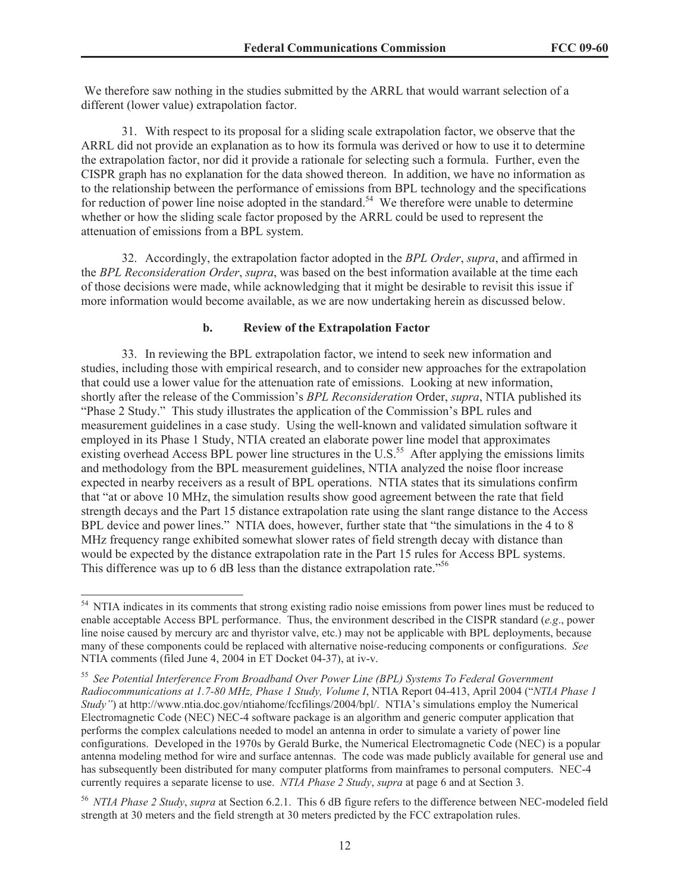We therefore saw nothing in the studies submitted by the ARRL that would warrant selection of a different (lower value) extrapolation factor.

31. With respect to its proposal for a sliding scale extrapolation factor, we observe that the ARRL did not provide an explanation as to how its formula was derived or how to use it to determine the extrapolation factor, nor did it provide a rationale for selecting such a formula. Further, even the CISPR graph has no explanation for the data showed thereon. In addition, we have no information as to the relationship between the performance of emissions from BPL technology and the specifications for reduction of power line noise adopted in the standard.[54] We therefore were unable to determine whether or how the sliding scale factor proposed by the ARRL could be used to represent the attenuation of emissions from a BPL system.

32. Accordingly, the extrapolation factor adopted in the *BPL Order*, *supra*, and affirmed in the *BPL Reconsideration Order*, *supra*, was based on the best information available at the time each of those decisions were made, while acknowledging that it might be desirable to revisit this issue if more information would become available, as we are now undertaking herein as discussed below.

### b. Review of the Extrapolation Factor

33. In reviewing the BPL extrapolation factor, we intend to seek new information and studies, including those with empirical research, and to consider new approaches for the extrapolation that could use a lower value for the attenuation rate of emissions. Looking at new information, shortly after the release of the Commission's *BPL Reconsideration* Order, *supra*, NTIA published its "Phase 2 Study." This study illustrates the application of the Commission's BPL rules and measurement guidelines in a case study. Using the well-known and validated simulation software it employed in its Phase 1 Study, NTIA created an elaborate power line model that approximates existing overhead Access BPL power line structures in the U.S.[55] After applying the emissions limits and methodology from the BPL measurement guidelines, NTIA analyzed the noise floor increase expected in nearby receivers as a result of BPL operations. NTIA states that its simulations confirm that "at or above 10 MHz, the simulation results show good agreement between the rate that field strength decays and the Part 15 distance extrapolation rate using the slant range distance to the Access BPL device and power lines." NTIA does, however, further state that "the simulations in the 4 to 8 MHz frequency range exhibited somewhat slower rates of field strength decay with distance than would be expected by the distance extrapolation rate in the Part 15 rules for Access BPL systems. This difference was up to 6 dB less than the distance extrapolation rate."[56]

---

[54] NTIA indicates in its comments that strong existing radio noise emissions from power lines must be reduced to enable acceptable Access BPL performance. Thus, the environment described in the CISPR standard (*e.g*., power line noise caused by mercury arc and thyristor valve, etc.) may not be applicable with BPL deployments, because many of these components could be replaced with alternative noise-reducing components or configurations. *See* NTIA comments (filed June 4, 2004 in ET Docket 04-37), at iv-v.

[55] *See Potential Interference From Broadband Over Power Line (BPL) Systems To Federal Government Radiocommunications at 1.7-80 MHz, Phase 1 Study, Volume I*, NTIA Report 04-413, April 2004 ("*NTIA Phase 1 Study"*) at http://www.ntia.doc.gov/ntiahome/fccfilings/2004/bpl/. NTIA's simulations employ the Numerical Electromagnetic Code (NEC) NEC-4 software package is an algorithm and generic computer application that performs the complex calculations needed to model an antenna in order to simulate a variety of power line configurations. Developed in the 1970s by Gerald Burke, the Numerical Electromagnetic Code (NEC) is a popular antenna modeling method for wire and surface antennas. The code was made publicly available for general use and has subsequently been distributed for many computer platforms from mainframes to personal computers. NEC-4 currently requires a separate license to use. *NTIA Phase 2 Study*, *supra* at page 6 and at Section 3.

[56] *NTIA Phase 2 Study*, *supra* at Section 6.2.1. This 6 dB figure refers to the difference between NEC-modeled field strength at 30 meters and the field strength at 30 meters predicted by the FCC extrapolation rules.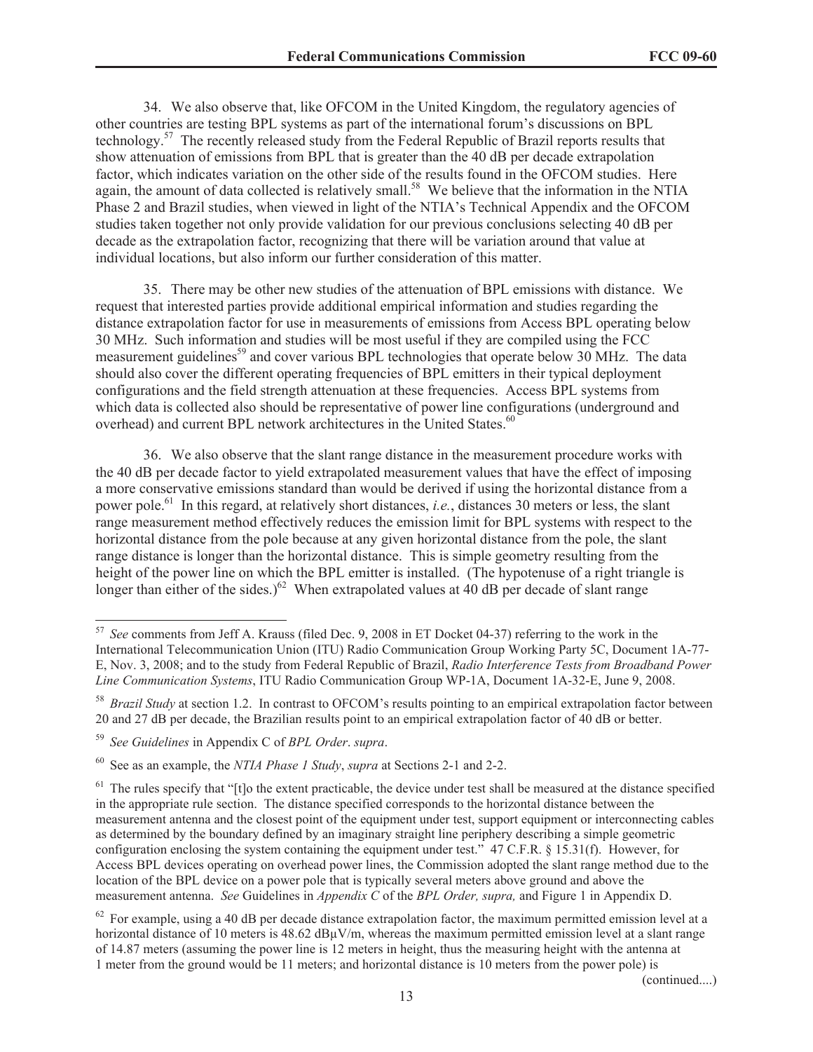34. We also observe that, like OFCOM in the United Kingdom, the regulatory agencies of other countries are testing BPL systems as part of the international forum's discussions on BPL technology.[57] The recently released study from the Federal Republic of Brazil reports results that show attenuation of emissions from BPL that is greater than the 40 dB per decade extrapolation factor, which indicates variation on the other side of the results found in the OFCOM studies. Here again, the amount of data collected is relatively small.[58] We believe that the information in the NTIA Phase 2 and Brazil studies, when viewed in light of the NTIA's Technical Appendix and the OFCOM studies taken together not only provide validation for our previous conclusions selecting 40 dB per decade as the extrapolation factor, recognizing that there will be variation around that value at individual locations, but also inform our further consideration of this matter.

35. There may be other new studies of the attenuation of BPL emissions with distance. We request that interested parties provide additional empirical information and studies regarding the distance extrapolation factor for use in measurements of emissions from Access BPL operating below 30 MHz. Such information and studies will be most useful if they are compiled using the FCC measurement guidelines[59] and cover various BPL technologies that operate below 30 MHz. The data should also cover the different operating frequencies of BPL emitters in their typical deployment configurations and the field strength attenuation at these frequencies. Access BPL systems from which data is collected also should be representative of power line configurations (underground and overhead) and current BPL network architectures in the United States.[60]

36. We also observe that the slant range distance in the measurement procedure works with the 40 dB per decade factor to yield extrapolated measurement values that have the effect of imposing a more conservative emissions standard than would be derived if using the horizontal distance from a power pole.[61] In this regard, at relatively short distances, *i.e.*, distances 30 meters or less, the slant range measurement method effectively reduces the emission limit for BPL systems with respect to the horizontal distance from the pole because at any given horizontal distance from the pole, the slant range distance is longer than the horizontal distance. This is simple geometry resulting from the height of the power line on which the BPL emitter is installed. (The hypotenuse of a right triangle is longer than either of the sides.)[62] When extrapolated values at 40 dB per decade of slant range

---

[57] *See* comments from Jeff A. Krauss (filed Dec. 9, 2008 in ET Docket 04-37) referring to the work in the International Telecommunication Union (ITU) Radio Communication Group Working Party 5C, Document 1A-77-E, Nov. 3, 2008; and to the study from Federal Republic of Brazil, *Radio Interference Tests from Broadband Power Line Communication Systems*, ITU Radio Communication Group WP-1A, Document 1A-32-E, June 9, 2008.

[58] *Brazil Study* at section 1.2. In contrast to OFCOM's results pointing to an empirical extrapolation factor between 20 and 27 dB per decade, the Brazilian results point to an empirical extrapolation factor of 40 dB or better.

[59] *See Guidelines* in Appendix C of *BPL Order*. *supra*.

[60] See as an example, the *NTIA Phase 1 Study*, *supra* at Sections 2-1 and 2-2.

[61] The rules specify that "[t]o the extent practicable, the device under test shall be measured at the distance specified in the appropriate rule section. The distance specified corresponds to the horizontal distance between the measurement antenna and the closest point of the equipment under test, support equipment or interconnecting cables as determined by the boundary defined by an imaginary straight line periphery describing a simple geometric configuration enclosing the system containing the equipment under test." 47 C.F.R. § 15.31(f). However, for Access BPL devices operating on overhead power lines, the Commission adopted the slant range method due to the location of the BPL device on a power pole that is typically several meters above ground and above the measurement antenna. *See* Guidelines in *Appendix C* of the *BPL Order, supra,* and Figure 1 in Appendix D.

[62] For example, using a 40 dB per decade distance extrapolation factor, the maximum permitted emission level at a horizontal distance of 10 meters is 48.62 dBμV/m, whereas the maximum permitted emission level at a slant range of 14.87 meters (assuming the power line is 12 meters in height, thus the measuring height with the antenna at 1 meter from the ground would be 11 meters; and horizontal distance is 10 meters from the power pole) is

(continued....)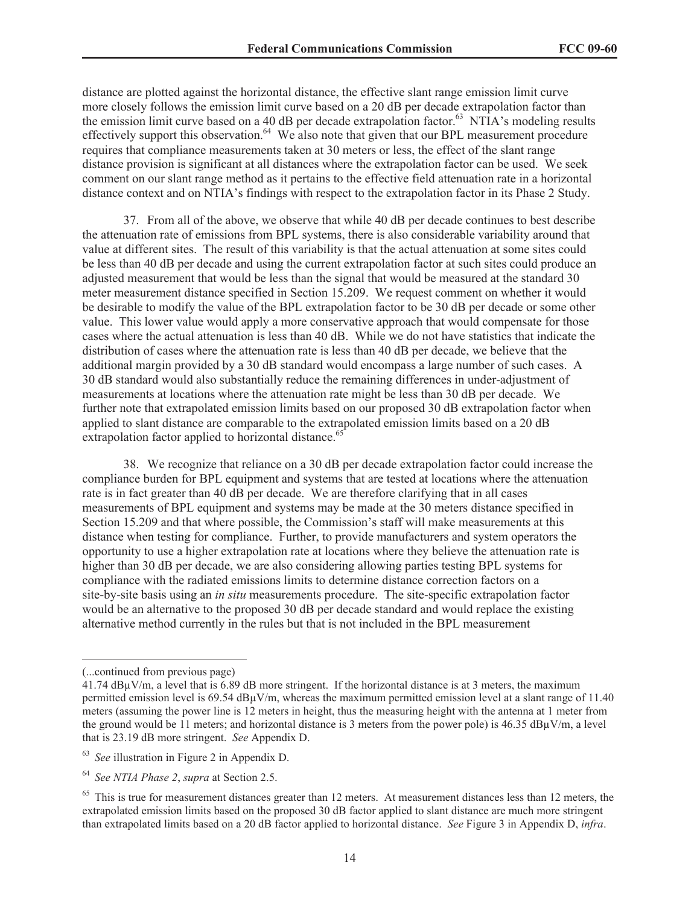distance are plotted against the horizontal distance, the effective slant range emission limit curve more closely follows the emission limit curve based on a 20 dB per decade extrapolation factor than the emission limit curve based on a 40 dB per decade extrapolation factor.[63] NTIA's modeling results effectively support this observation.[64] We also note that given that our BPL measurement procedure requires that compliance measurements taken at 30 meters or less, the effect of the slant range distance provision is significant at all distances where the extrapolation factor can be used. We seek comment on our slant range method as it pertains to the effective field attenuation rate in a horizontal distance context and on NTIA's findings with respect to the extrapolation factor in its Phase 2 Study.

37. From all of the above, we observe that while 40 dB per decade continues to best describe the attenuation rate of emissions from BPL systems, there is also considerable variability around that value at different sites. The result of this variability is that the actual attenuation at some sites could be less than 40 dB per decade and using the current extrapolation factor at such sites could produce an adjusted measurement that would be less than the signal that would be measured at the standard 30 meter measurement distance specified in Section 15.209. We request comment on whether it would be desirable to modify the value of the BPL extrapolation factor to be 30 dB per decade or some other value. This lower value would apply a more conservative approach that would compensate for those cases where the actual attenuation is less than 40 dB. While we do not have statistics that indicate the distribution of cases where the attenuation rate is less than 40 dB per decade, we believe that the additional margin provided by a 30 dB standard would encompass a large number of such cases. A 30 dB standard would also substantially reduce the remaining differences in under-adjustment of measurements at locations where the attenuation rate might be less than 30 dB per decade. We further note that extrapolated emission limits based on our proposed 30 dB extrapolation factor when applied to slant distance are comparable to the extrapolated emission limits based on a 20 dB extrapolation factor applied to horizontal distance.[65]

38. We recognize that reliance on a 30 dB per decade extrapolation factor could increase the compliance burden for BPL equipment and systems that are tested at locations where the attenuation rate is in fact greater than 40 dB per decade. We are therefore clarifying that in all cases measurements of BPL equipment and systems may be made at the 30 meters distance specified in Section 15.209 and that where possible, the Commission's staff will make measurements at this distance when testing for compliance. Further, to provide manufacturers and system operators the opportunity to use a higher extrapolation rate at locations where they believe the attenuation rate is higher than 30 dB per decade, we are also considering allowing parties testing BPL systems for compliance with the radiated emissions limits to determine distance correction factors on a site-by-site basis using an *in situ* measurements procedure. The site-specific extrapolation factor would be an alternative to the proposed 30 dB per decade standard and would replace the existing alternative method currently in the rules but that is not included in the BPL measurement

---

(...continued from previous page)
41.74 dBμV/m, a level that is 6.89 dB more stringent. If the horizontal distance is at 3 meters, the maximum permitted emission level is 69.54 dBμV/m, whereas the maximum permitted emission level at a slant range of 11.40 meters (assuming the power line is 12 meters in height, thus the measuring height with the antenna at 1 meter from the ground would be 11 meters; and horizontal distance is 3 meters from the power pole) is 46.35 dBμV/m, a level that is 23.19 dB more stringent. *See* Appendix D.

[63] *See* illustration in Figure 2 in Appendix D.

[64] *See NTIA Phase 2*, *supra* at Section 2.5.

[65] This is true for measurement distances greater than 12 meters. At measurement distances less than 12 meters, the extrapolated emission limits based on the proposed 30 dB factor applied to slant distance are much more stringent than extrapolated limits based on a 20 dB factor applied to horizontal distance. *See* Figure 3 in Appendix D, *infra*.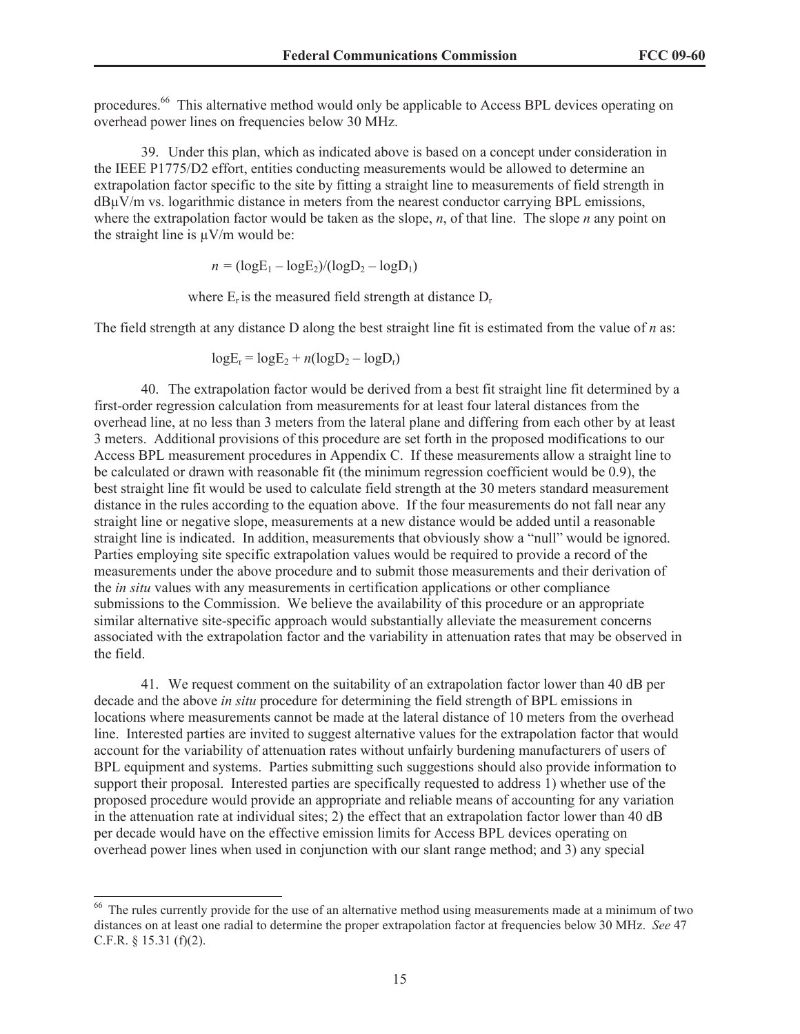procedures.[66] This alternative method would only be applicable to Access BPL devices operating on overhead power lines on frequencies below 30 MHz.

39. Under this plan, which as indicated above is based on a concept under consideration in the IEEE P1775/D2 effort, entities conducting measurements would be allowed to determine an extrapolation factor specific to the site by fitting a straight line to measurements of field strength in dBμV/m vs. logarithmic distance in meters from the nearest conductor carrying BPL emissions, where the extrapolation factor would be taken as the slope, *n*, of that line. The slope *n* any point on the straight line is μV/m would be:

$$n = (\log E_1 - \log E_2)/(\log D_2 - \log D_1)$$

where $E_r$ is the measured field strength at distance $D_r$

The field strength at any distance D along the best straight line fit is estimated from the value of *n* as:

$$\log E_r = \log E_2 + n(\log D_2 - \log D_r)$$

40. The extrapolation factor would be derived from a best fit straight line fit determined by a first-order regression calculation from measurements for at least four lateral distances from the overhead line, at no less than 3 meters from the lateral plane and differing from each other by at least 3 meters. Additional provisions of this procedure are set forth in the proposed modifications to our Access BPL measurement procedures in Appendix C. If these measurements allow a straight line to be calculated or drawn with reasonable fit (the minimum regression coefficient would be 0.9), the best straight line fit would be used to calculate field strength at the 30 meters standard measurement distance in the rules according to the equation above. If the four measurements do not fall near any straight line or negative slope, measurements at a new distance would be added until a reasonable straight line is indicated. In addition, measurements that obviously show a "null" would be ignored. Parties employing site specific extrapolation values would be required to provide a record of the measurements under the above procedure and to submit those measurements and their derivation of the *in situ* values with any measurements in certification applications or other compliance submissions to the Commission. We believe the availability of this procedure or an appropriate similar alternative site-specific approach would substantially alleviate the measurement concerns associated with the extrapolation factor and the variability in attenuation rates that may be observed in the field.

41. We request comment on the suitability of an extrapolation factor lower than 40 dB per decade and the above *in situ* procedure for determining the field strength of BPL emissions in locations where measurements cannot be made at the lateral distance of 10 meters from the overhead line. Interested parties are invited to suggest alternative values for the extrapolation factor that would account for the variability of attenuation rates without unfairly burdening manufacturers of users of BPL equipment and systems. Parties submitting such suggestions should also provide information to support their proposal. Interested parties are specifically requested to address 1) whether use of the proposed procedure would provide an appropriate and reliable means of accounting for any variation in the attenuation rate at individual sites; 2) the effect that an extrapolation factor lower than 40 dB per decade would have on the effective emission limits for Access BPL devices operating on overhead power lines when used in conjunction with our slant range method; and 3) any special

---

[66] The rules currently provide for the use of an alternative method using measurements made at a minimum of two distances on at least one radial to determine the proper extrapolation factor at frequencies below 30 MHz. *See* 47 C.F.R. § 15.31 (f)(2).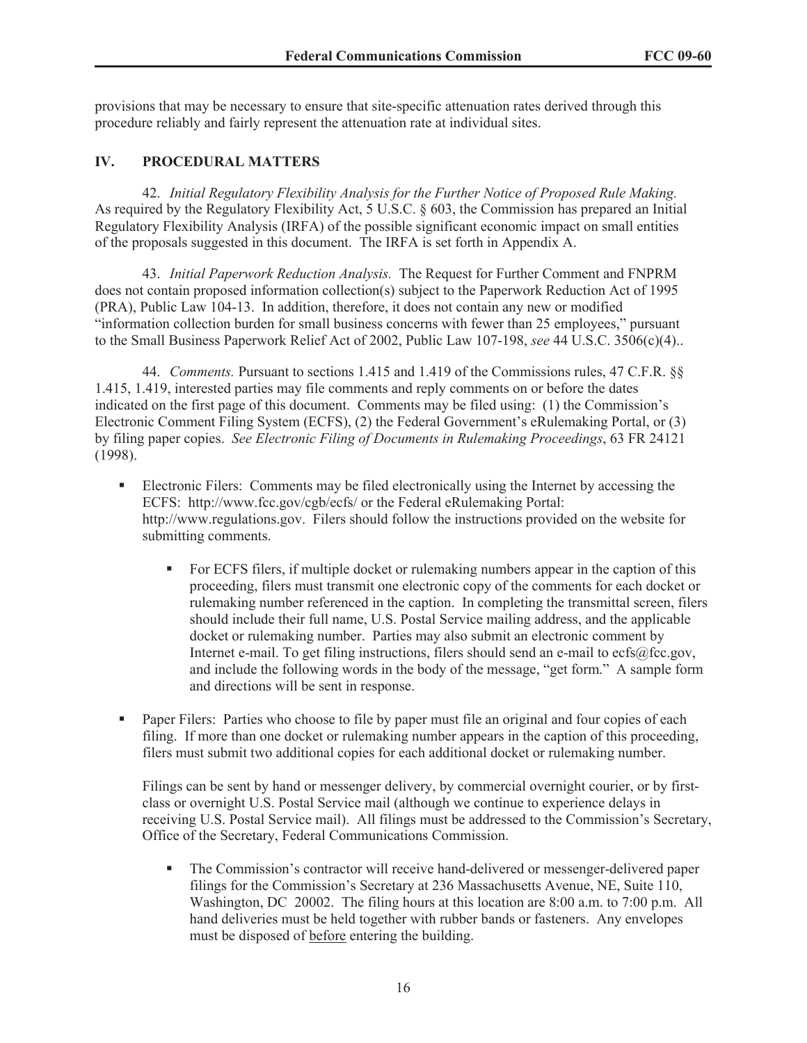provisions that may be necessary to ensure that site-specific attenuation rates derived through this procedure reliably and fairly represent the attenuation rate at individual sites.

## IV. PROCEDURAL MATTERS

42. *Initial Regulatory Flexibility Analysis for the Further Notice of Proposed Rule Making.* As required by the Regulatory Flexibility Act, 5 U.S.C. § 603, the Commission has prepared an Initial Regulatory Flexibility Analysis (IRFA) of the possible significant economic impact on small entities of the proposals suggested in this document. The IRFA is set forth in Appendix A.

43. *Initial Paperwork Reduction Analysis.* The Request for Further Comment and FNPRM does not contain proposed information collection(s) subject to the Paperwork Reduction Act of 1995 (PRA), Public Law 104-13. In addition, therefore, it does not contain any new or modified "information collection burden for small business concerns with fewer than 25 employees," pursuant to the Small Business Paperwork Relief Act of 2002, Public Law 107-198, *see* 44 U.S.C. 3506(c)(4)..

44. *Comments.* Pursuant to sections 1.415 and 1.419 of the Commissions rules, 47 C.F.R. §§ 1.415, 1.419, interested parties may file comments and reply comments on or before the dates indicated on the first page of this document. Comments may be filed using: (1) the Commission's Electronic Comment Filing System (ECFS), (2) the Federal Government's eRulemaking Portal, or (3) by filing paper copies. *See Electronic Filing of Documents in Rulemaking Proceedings*, 63 FR 24121 (1998).

- Electronic Filers: Comments may be filed electronically using the Internet by accessing the ECFS: http://www.fcc.gov/cgb/ecfs/ or the Federal eRulemaking Portal: http://www.regulations.gov. Filers should follow the instructions provided on the website for submitting comments.
    - For ECFS filers, if multiple docket or rulemaking numbers appear in the caption of this proceeding, filers must transmit one electronic copy of the comments for each docket or rulemaking number referenced in the caption. In completing the transmittal screen, filers should include their full name, U.S. Postal Service mailing address, and the applicable docket or rulemaking number. Parties may also submit an electronic comment by Internet e-mail. To get filing instructions, filers should send an e-mail to ecfs@fcc.gov, and include the following words in the body of the message, "get form." A sample form and directions will be sent in response.
- Paper Filers: Parties who choose to file by paper must file an original and four copies of each filing. If more than one docket or rulemaking number appears in the caption of this proceeding, filers must submit two additional copies for each additional docket or rulemaking number.

  Filings can be sent by hand or messenger delivery, by commercial overnight courier, or by first-class or overnight U.S. Postal Service mail (although we continue to experience delays in receiving U.S. Postal Service mail). All filings must be addressed to the Commission's Secretary, Office of the Secretary, Federal Communications Commission.

    - The Commission's contractor will receive hand-delivered or messenger-delivered paper filings for the Commission's Secretary at 236 Massachusetts Avenue, NE, Suite 110, Washington, DC 20002. The filing hours at this location are 8:00 a.m. to 7:00 p.m. All hand deliveries must be held together with rubber bands or fasteners. Any envelopes must be disposed of <u>before</u> entering the building.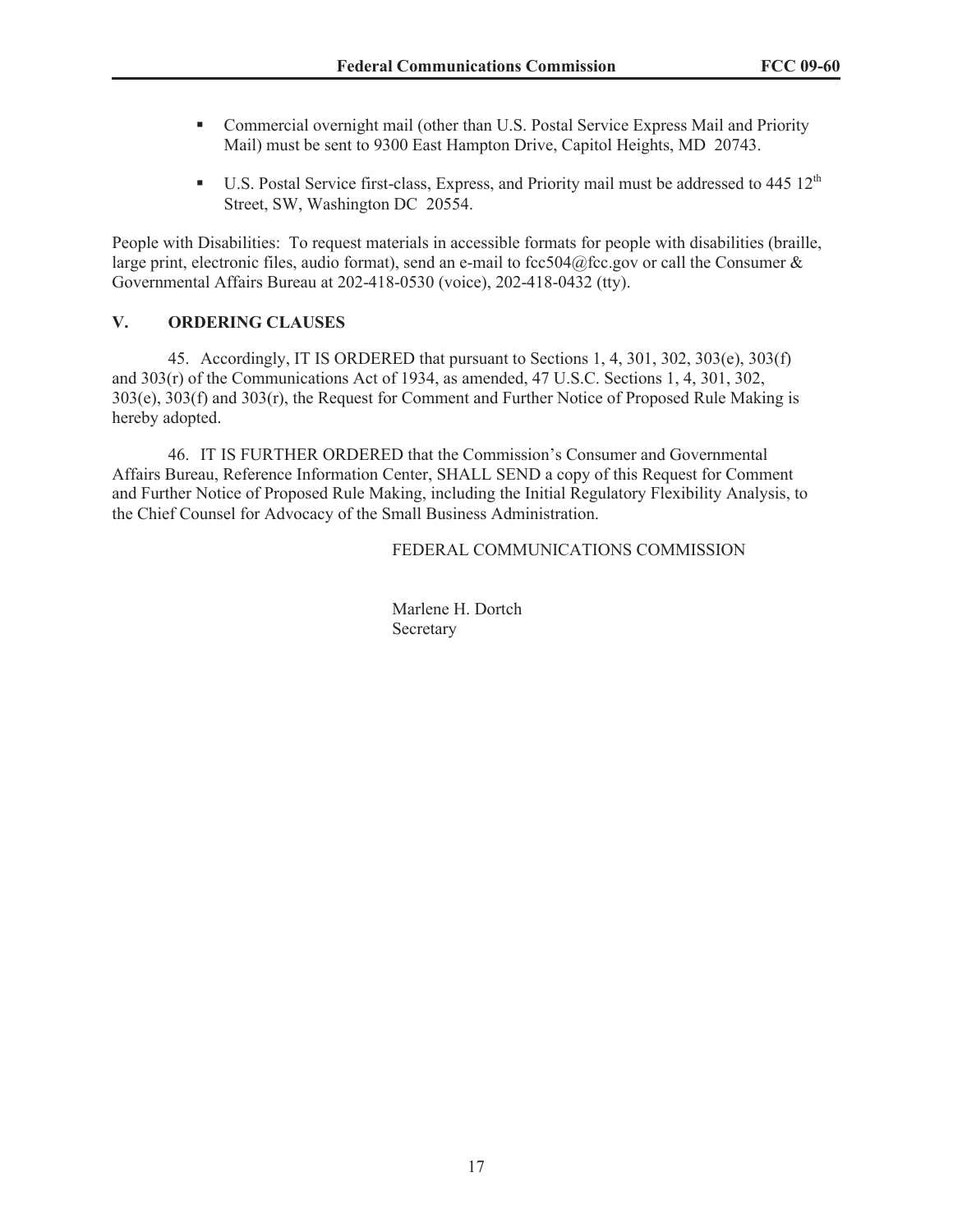- Commercial overnight mail (other than U.S. Postal Service Express Mail and Priority Mail) must be sent to 9300 East Hampton Drive, Capitol Heights, MD 20743.

- U.S. Postal Service first-class, Express, and Priority mail must be addressed to 445 12th Street, SW, Washington DC 20554.

People with Disabilities: To request materials in accessible formats for people with disabilities (braille, large print, electronic files, audio format), send an e-mail to fcc504@fcc.gov or call the Consumer & Governmental Affairs Bureau at 202-418-0530 (voice), 202-418-0432 (tty).

## V. ORDERING CLAUSES

45. Accordingly, IT IS ORDERED that pursuant to Sections 1, 4, 301, 302, 303(e), 303(f) and 303(r) of the Communications Act of 1934, as amended, 47 U.S.C. Sections 1, 4, 301, 302, 303(e), 303(f) and 303(r), the Request for Comment and Further Notice of Proposed Rule Making is hereby adopted.

46. IT IS FURTHER ORDERED that the Commission's Consumer and Governmental Affairs Bureau, Reference Information Center, SHALL SEND a copy of this Request for Comment and Further Notice of Proposed Rule Making, including the Initial Regulatory Flexibility Analysis, to the Chief Counsel for Advocacy of the Small Business Administration.

FEDERAL COMMUNICATIONS COMMISSION

Marlene H. Dortch
Secretary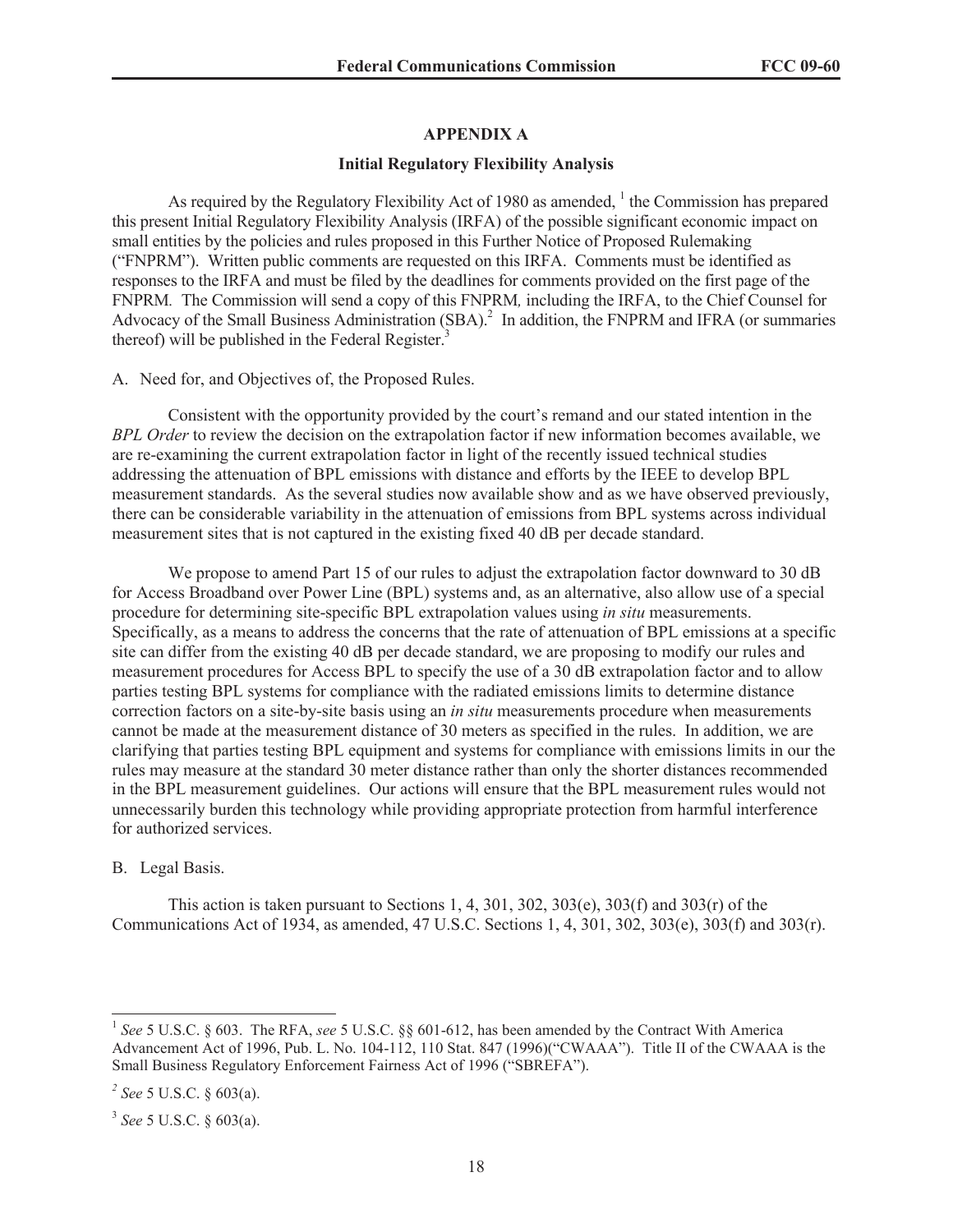## APPENDIX A

### Initial Regulatory Flexibility Analysis

As required by the Regulatory Flexibility Act of 1980 as amended, [1] the Commission has prepared this present Initial Regulatory Flexibility Analysis (IRFA) of the possible significant economic impact on small entities by the policies and rules proposed in this Further Notice of Proposed Rulemaking ("FNPRM"). Written public comments are requested on this IRFA. Comments must be identified as responses to the IRFA and must be filed by the deadlines for comments provided on the first page of the FNPRM. The Commission will send a copy of this FNPRM*,* including the IRFA, to the Chief Counsel for Advocacy of the Small Business Administration (SBA).[2] In addition, the FNPRM and IFRA (or summaries thereof) will be published in the Federal Register.[3]

A. Need for, and Objectives of, the Proposed Rules.

Consistent with the opportunity provided by the court's remand and our stated intention in the *BPL Order* to review the decision on the extrapolation factor if new information becomes available, we are re-examining the current extrapolation factor in light of the recently issued technical studies addressing the attenuation of BPL emissions with distance and efforts by the IEEE to develop BPL measurement standards. As the several studies now available show and as we have observed previously, there can be considerable variability in the attenuation of emissions from BPL systems across individual measurement sites that is not captured in the existing fixed 40 dB per decade standard.

We propose to amend Part 15 of our rules to adjust the extrapolation factor downward to 30 dB for Access Broadband over Power Line (BPL) systems and, as an alternative, also allow use of a special procedure for determining site-specific BPL extrapolation values using *in situ* measurements. Specifically, as a means to address the concerns that the rate of attenuation of BPL emissions at a specific site can differ from the existing 40 dB per decade standard, we are proposing to modify our rules and measurement procedures for Access BPL to specify the use of a 30 dB extrapolation factor and to allow parties testing BPL systems for compliance with the radiated emissions limits to determine distance correction factors on a site-by-site basis using an *in situ* measurements procedure when measurements cannot be made at the measurement distance of 30 meters as specified in the rules. In addition, we are clarifying that parties testing BPL equipment and systems for compliance with emissions limits in our the rules may measure at the standard 30 meter distance rather than only the shorter distances recommended in the BPL measurement guidelines. Our actions will ensure that the BPL measurement rules would not unnecessarily burden this technology while providing appropriate protection from harmful interference for authorized services.

B. Legal Basis.

This action is taken pursuant to Sections 1, 4, 301, 302, 303(e), 303(f) and 303(r) of the Communications Act of 1934, as amended, 47 U.S.C. Sections 1, 4, 301, 302, 303(e), 303(f) and 303(r).

---

[1] *See* 5 U.S.C. § 603. The RFA, *see* 5 U.S.C. §§ 601-612, has been amended by the Contract With America Advancement Act of 1996, Pub. L. No. 104-112, 110 Stat. 847 (1996)("CWAAA"). Title II of the CWAAA is the Small Business Regulatory Enforcement Fairness Act of 1996 ("SBREFA").

[2] *See* 5 U.S.C. § 603(a).

[3] *See* 5 U.S.C. § 603(a).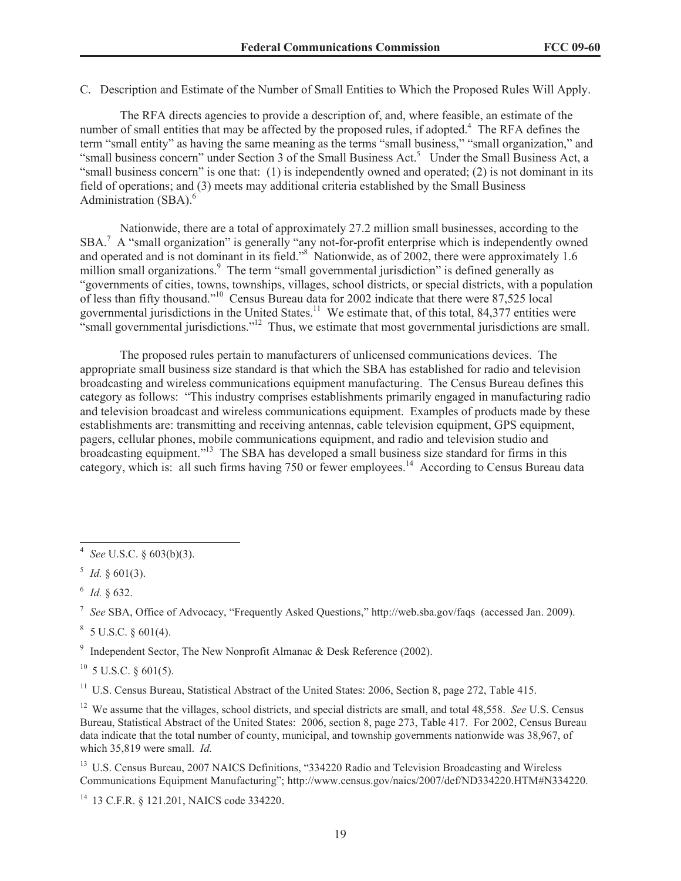C. Description and Estimate of the Number of Small Entities to Which the Proposed Rules Will Apply.

The RFA directs agencies to provide a description of, and, where feasible, an estimate of the number of small entities that may be affected by the proposed rules, if adopted.[4] The RFA defines the term "small entity" as having the same meaning as the terms "small business," "small organization," and "small business concern" under Section 3 of the Small Business Act.[5] Under the Small Business Act, a "small business concern" is one that: (1) is independently owned and operated; (2) is not dominant in its field of operations; and (3) meets may additional criteria established by the Small Business Administration (SBA).[6]

Nationwide, there are a total of approximately 27.2 million small businesses, according to the SBA.[7] A "small organization" is generally "any not-for-profit enterprise which is independently owned and operated and is not dominant in its field."[8] Nationwide, as of 2002, there were approximately 1.6 million small organizations.[9] The term "small governmental jurisdiction" is defined generally as "governments of cities, towns, townships, villages, school districts, or special districts, with a population of less than fifty thousand."[10] Census Bureau data for 2002 indicate that there were 87,525 local governmental jurisdictions in the United States.[11] We estimate that, of this total, 84,377 entities were "small governmental jurisdictions."[12] Thus, we estimate that most governmental jurisdictions are small.

The proposed rules pertain to manufacturers of unlicensed communications devices. The appropriate small business size standard is that which the SBA has established for radio and television broadcasting and wireless communications equipment manufacturing. The Census Bureau defines this category as follows: "This industry comprises establishments primarily engaged in manufacturing radio and television broadcast and wireless communications equipment. Examples of products made by these establishments are: transmitting and receiving antennas, cable television equipment, GPS equipment, pagers, cellular phones, mobile communications equipment, and radio and television studio and broadcasting equipment."[13] The SBA has developed a small business size standard for firms in this category, which is: all such firms having 750 or fewer employees.[14] According to Census Bureau data

---

[4] *See* U.S.C. § 603(b)(3).

[5] *Id.* § 601(3).

[6] *Id.* § 632.

[7] *See* SBA, Office of Advocacy, "Frequently Asked Questions," http://web.sba.gov/faqs (accessed Jan. 2009).

[8] 5 U.S.C. § 601(4).

[9] Independent Sector, The New Nonprofit Almanac & Desk Reference (2002).

[10] 5 U.S.C. § 601(5).

[11] U.S. Census Bureau, Statistical Abstract of the United States: 2006, Section 8, page 272, Table 415.

[12] We assume that the villages, school districts, and special districts are small, and total 48,558. *See* U.S. Census Bureau, Statistical Abstract of the United States: 2006, section 8, page 273, Table 417. For 2002, Census Bureau data indicate that the total number of county, municipal, and township governments nationwide was 38,967, of which 35,819 were small. *Id.*

[13] U.S. Census Bureau, 2007 NAICS Definitions, "334220 Radio and Television Broadcasting and Wireless Communications Equipment Manufacturing"; http://www.census.gov/naics/2007/def/ND334220.HTM#N334220.

[14] 13 C.F.R. § 121.201, NAICS code 334220.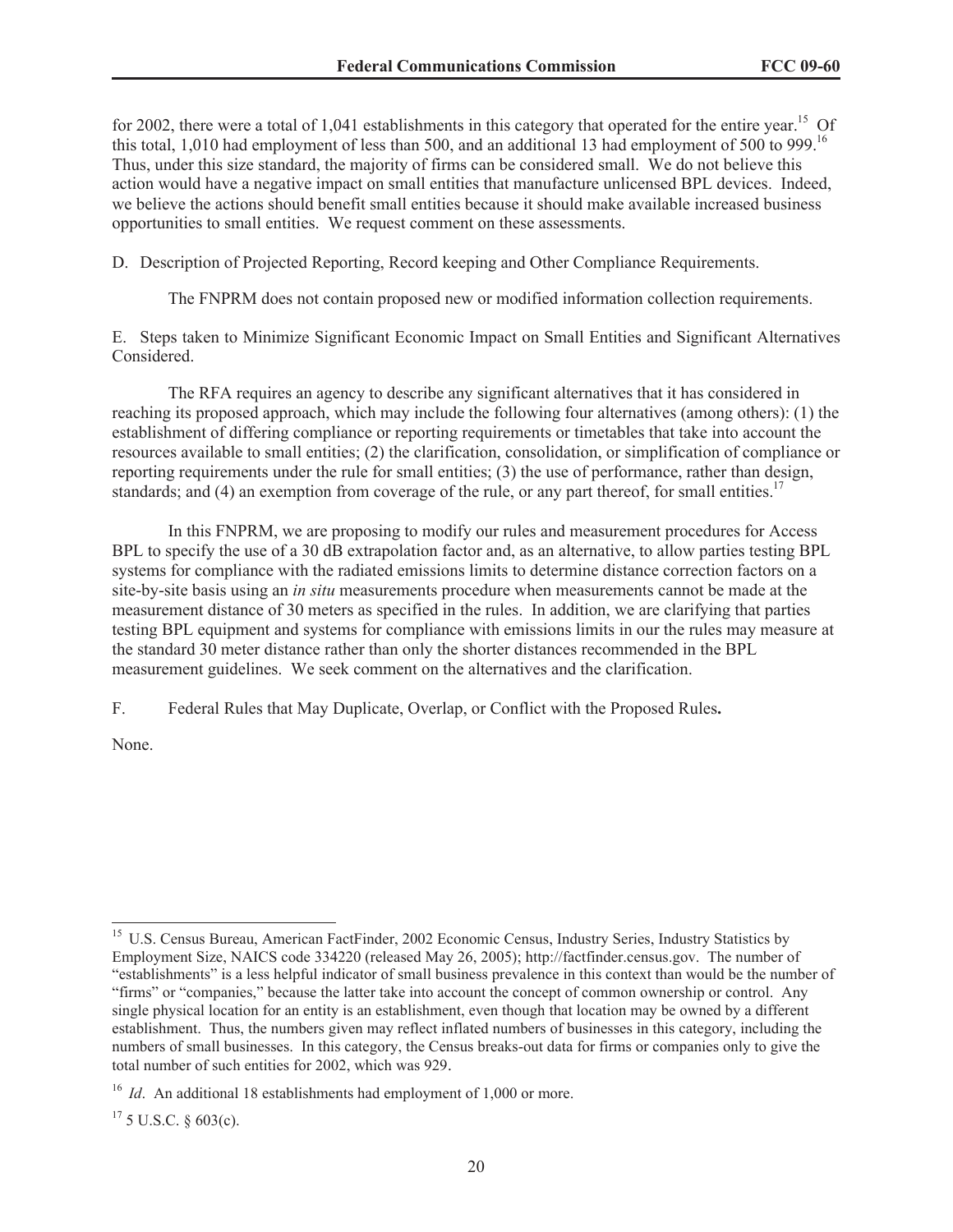for 2002, there were a total of 1,041 establishments in this category that operated for the entire year.[15] Of this total, 1,010 had employment of less than 500, and an additional 13 had employment of 500 to 999.[16] Thus, under this size standard, the majority of firms can be considered small. We do not believe this action would have a negative impact on small entities that manufacture unlicensed BPL devices. Indeed, we believe the actions should benefit small entities because it should make available increased business opportunities to small entities. We request comment on these assessments.

D. Description of Projected Reporting, Record keeping and Other Compliance Requirements.

The FNPRM does not contain proposed new or modified information collection requirements.

E. Steps taken to Minimize Significant Economic Impact on Small Entities and Significant Alternatives Considered.

The RFA requires an agency to describe any significant alternatives that it has considered in reaching its proposed approach, which may include the following four alternatives (among others): (1) the establishment of differing compliance or reporting requirements or timetables that take into account the resources available to small entities; (2) the clarification, consolidation, or simplification of compliance or reporting requirements under the rule for small entities; (3) the use of performance, rather than design, standards; and (4) an exemption from coverage of the rule, or any part thereof, for small entities.[17]

In this FNPRM, we are proposing to modify our rules and measurement procedures for Access BPL to specify the use of a 30 dB extrapolation factor and, as an alternative, to allow parties testing BPL systems for compliance with the radiated emissions limits to determine distance correction factors on a site-by-site basis using an *in situ* measurements procedure when measurements cannot be made at the measurement distance of 30 meters as specified in the rules. In addition, we are clarifying that parties testing BPL equipment and systems for compliance with emissions limits in our the rules may measure at the standard 30 meter distance rather than only the shorter distances recommended in the BPL measurement guidelines. We seek comment on the alternatives and the clarification.

F. Federal Rules that May Duplicate, Overlap, or Conflict with the Proposed Rules**.**

None.

---

[15] U.S. Census Bureau, American FactFinder, 2002 Economic Census, Industry Series, Industry Statistics by Employment Size, NAICS code 334220 (released May 26, 2005); http://factfinder.census.gov. The number of "establishments" is a less helpful indicator of small business prevalence in this context than would be the number of "firms" or "companies," because the latter take into account the concept of common ownership or control. Any single physical location for an entity is an establishment, even though that location may be owned by a different establishment. Thus, the numbers given may reflect inflated numbers of businesses in this category, including the numbers of small businesses. In this category, the Census breaks-out data for firms or companies only to give the total number of such entities for 2002, which was 929.

[16] *Id*. An additional 18 establishments had employment of 1,000 or more.

[17] 5 U.S.C. § 603(c).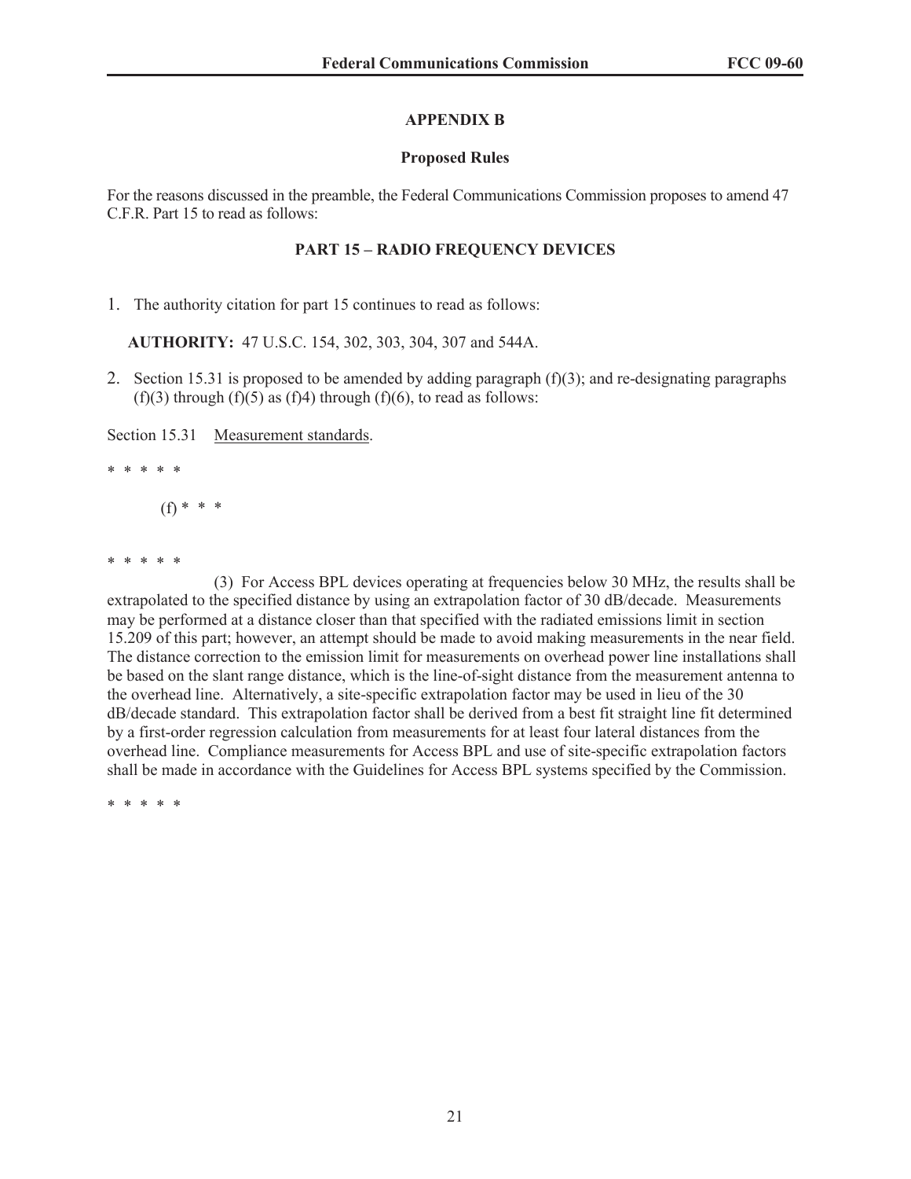## APPENDIX B

### Proposed Rules

For the reasons discussed in the preamble, the Federal Communications Commission proposes to amend 47 C.F.R. Part 15 to read as follows:

### PART 15 – RADIO FREQUENCY DEVICES

1. The authority citation for part 15 continues to read as follows:

   **AUTHORITY:** 47 U.S.C. 154, 302, 303, 304, 307 and 544A.

2. Section 15.31 is proposed to be amended by adding paragraph (f)(3); and re-designating paragraphs (f)(3) through (f)(5) as (f)4) through (f)(6), to read as follows:

Section 15.31 Measurement standards.

* * * * *

(f) * * *

* * * * *

(3) For Access BPL devices operating at frequencies below 30 MHz, the results shall be extrapolated to the specified distance by using an extrapolation factor of 30 dB/decade. Measurements may be performed at a distance closer than that specified with the radiated emissions limit in section 15.209 of this part; however, an attempt should be made to avoid making measurements in the near field. The distance correction to the emission limit for measurements on overhead power line installations shall be based on the slant range distance, which is the line-of-sight distance from the measurement antenna to the overhead line. Alternatively, a site-specific extrapolation factor may be used in lieu of the 30 dB/decade standard. This extrapolation factor shall be derived from a best fit straight line fit determined by a first-order regression calculation from measurements for at least four lateral distances from the overhead line. Compliance measurements for Access BPL and use of site-specific extrapolation factors shall be made in accordance with the Guidelines for Access BPL systems specified by the Commission.

* * * * *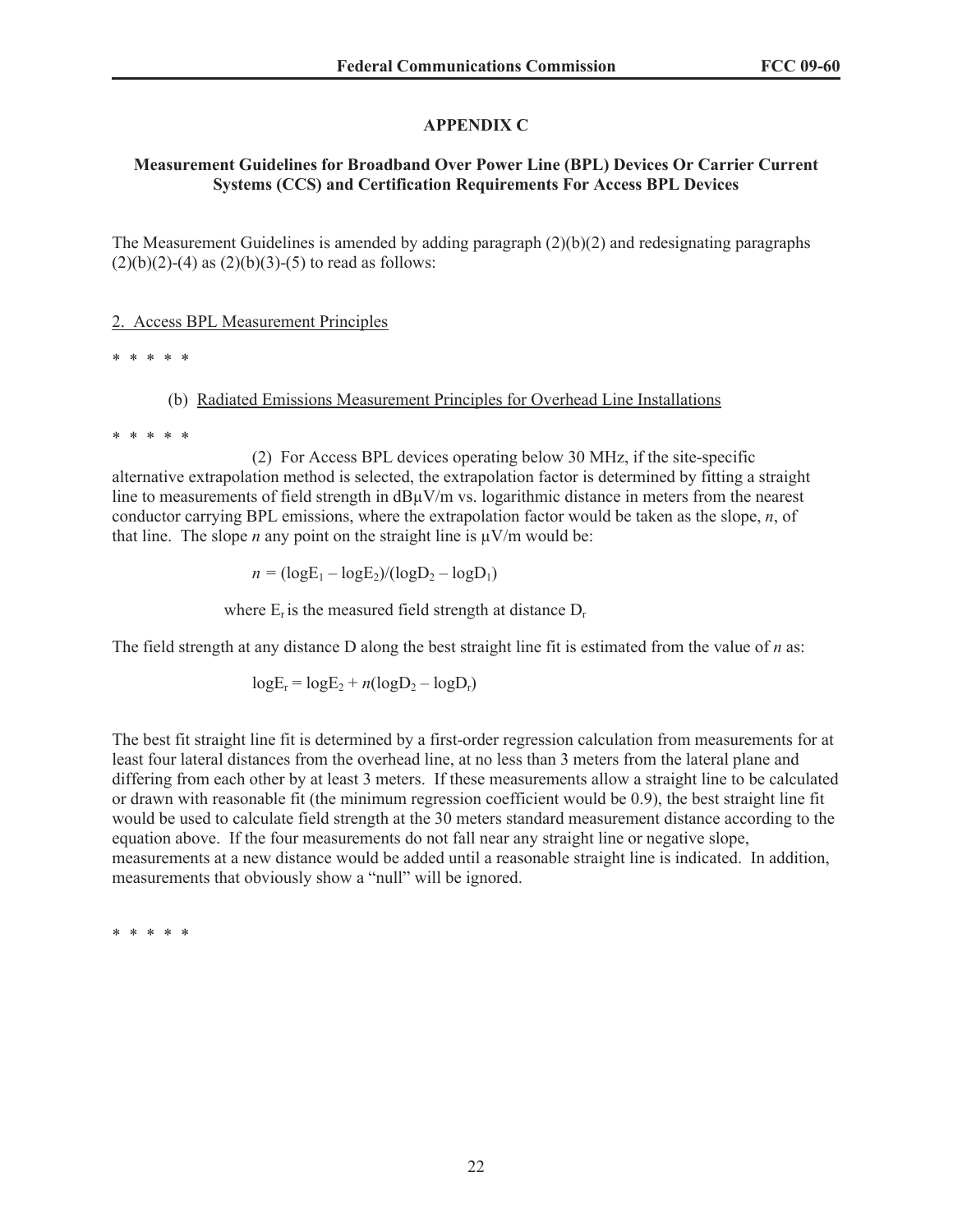## APPENDIX C

### Measurement Guidelines for Broadband Over Power Line (BPL) Devices Or Carrier Current Systems (CCS) and Certification Requirements For Access BPL Devices

The Measurement Guidelines is amended by adding paragraph (2)(b)(2) and redesignating paragraphs (2)(b)(2)-(4) as (2)(b)(3)-(5) to read as follows:

2. Access BPL Measurement Principles

* * * * *

(b) Radiated Emissions Measurement Principles for Overhead Line Installations

* * * * *

(2) For Access BPL devices operating below 30 MHz, if the site-specific alternative extrapolation method is selected, the extrapolation factor is determined by fitting a straight line to measurements of field strength in dBμV/m vs. logarithmic distance in meters from the nearest conductor carrying BPL emissions, where the extrapolation factor would be taken as the slope, *n*, of that line. The slope *n* any point on the straight line is μV/m would be:

$$n = (\log E_1 - \log E_2)/(\log D_2 - \log D_1)$$

where $E_r$ is the measured field strength at distance $D_r$

The field strength at any distance D along the best straight line fit is estimated from the value of *n* as:

$$\log E_r = \log E_2 + n(\log D_2 - \log D_r)$$

The best fit straight line fit is determined by a first-order regression calculation from measurements for at least four lateral distances from the overhead line, at no less than 3 meters from the lateral plane and differing from each other by at least 3 meters. If these measurements allow a straight line to be calculated or drawn with reasonable fit (the minimum regression coefficient would be 0.9), the best straight line fit would be used to calculate field strength at the 30 meters standard measurement distance according to the equation above. If the four measurements do not fall near any straight line or negative slope, measurements at a new distance would be added until a reasonable straight line is indicated. In addition, measurements that obviously show a "null" will be ignored.

* * * * *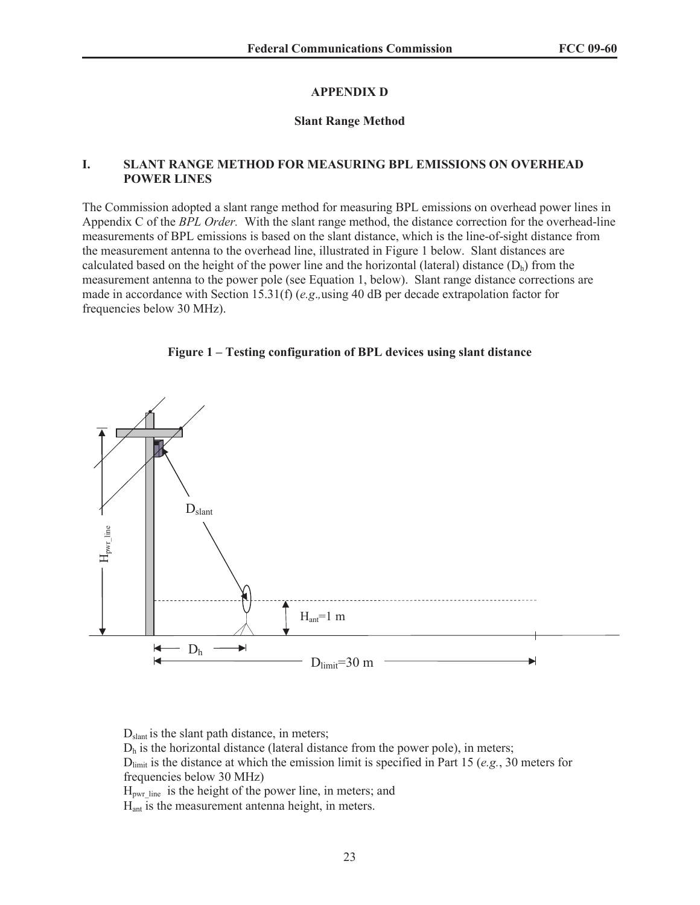## APPENDIX D

### Slant Range Method

### I. SLANT RANGE METHOD FOR MEASURING BPL EMISSIONS ON OVERHEAD POWER LINES

The Commission adopted a slant range method for measuring BPL emissions on overhead power lines in Appendix C of the *BPL Order.* With the slant range method, the distance correction for the overhead-line measurements of BPL emissions is based on the slant distance, which is the line-of-sight distance from the measurement antenna to the overhead line, illustrated in Figure 1 below. Slant distances are calculated based on the height of the power line and the horizontal (lateral) distance ($D_h$) from the measurement antenna to the power pole (see Equation 1, below). Slant range distance corrections are made in accordance with Section 15.31(f) (*e.g.,* using 40 dB per decade extrapolation factor for frequencies below 30 MHz).

**Figure 1 – Testing configuration of BPL devices using slant distance**

$D_{slant}$ is the slant path distance, in meters;
$D_h$ is the horizontal distance (lateral distance from the power pole), in meters;
$D_{limit}$ is the distance at which the emission limit is specified in Part 15 (*e.g.*, 30 meters for frequencies below 30 MHz)
$H_{pwr\_line}$ is the height of the power line, in meters; and
$H_{ant}$ is the measurement antenna height, in meters.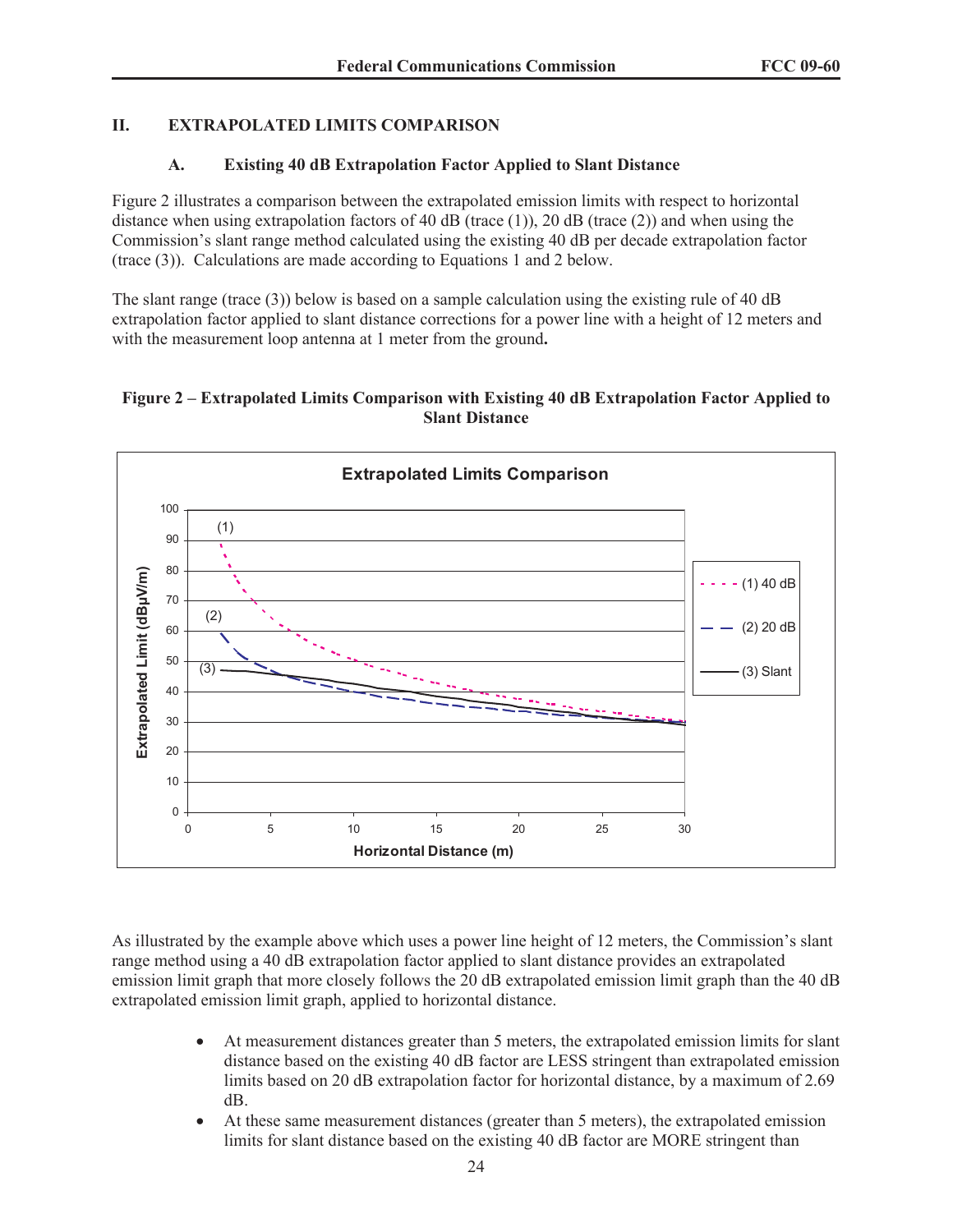## II. EXTRAPOLATED LIMITS COMPARISON

### A. Existing 40 dB Extrapolation Factor Applied to Slant Distance

Figure 2 illustrates a comparison between the extrapolated emission limits with respect to horizontal distance when using extrapolation factors of 40 dB (trace (1)), 20 dB (trace (2)) and when using the Commission's slant range method calculated using the existing 40 dB per decade extrapolation factor (trace (3)). Calculations are made according to Equations 1 and 2 below.

The slant range (trace (3)) below is based on a sample calculation using the existing rule of 40 dB extrapolation factor applied to slant distance corrections for a power line with a height of 12 meters and with the measurement loop antenna at 1 meter from the ground.

**Figure 2 – Extrapolated Limits Comparison with Existing 40 dB Extrapolation Factor Applied to Slant Distance**

As illustrated by the example above which uses a power line height of 12 meters, the Commission's slant range method using a 40 dB extrapolation factor applied to slant distance provides an extrapolated emission limit graph that more closely follows the 20 dB extrapolated emission limit graph than the 40 dB extrapolated emission limit graph, applied to horizontal distance.

- At measurement distances greater than 5 meters, the extrapolated emission limits for slant distance based on the existing 40 dB factor are LESS stringent than extrapolated emission limits based on 20 dB extrapolation factor for horizontal distance, by a maximum of 2.69 dB.
- At these same measurement distances (greater than 5 meters), the extrapolated emission limits for slant distance based on the existing 40 dB factor are MORE stringent than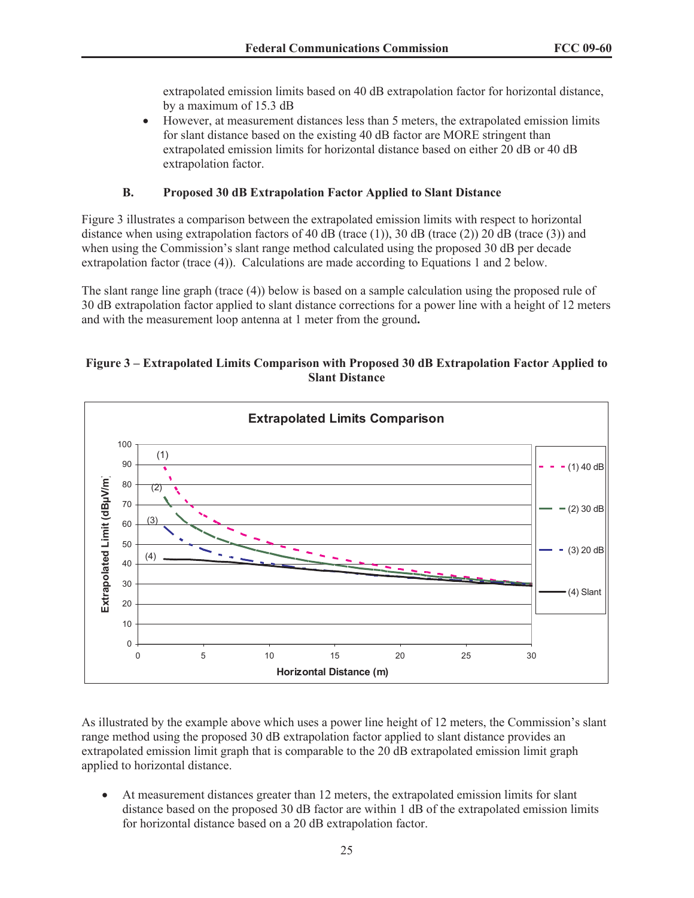extrapolated emission limits based on 40 dB extrapolation factor for horizontal distance, by a maximum of 15.3 dB

- However, at measurement distances less than 5 meters, the extrapolated emission limits for slant distance based on the existing 40 dB factor are MORE stringent than extrapolated emission limits for horizontal distance based on either 20 dB or 40 dB extrapolation factor.

### B. Proposed 30 dB Extrapolation Factor Applied to Slant Distance

Figure 3 illustrates a comparison between the extrapolated emission limits with respect to horizontal distance when using extrapolation factors of 40 dB (trace (1)), 30 dB (trace (2)) 20 dB (trace (3)) and when using the Commission's slant range method calculated using the proposed 30 dB per decade extrapolation factor (trace (4)). Calculations are made according to Equations 1 and 2 below.

The slant range line graph (trace (4)) below is based on a sample calculation using the proposed rule of 30 dB extrapolation factor applied to slant distance corrections for a power line with a height of 12 meters and with the measurement loop antenna at 1 meter from the ground**.**

**Figure 3 – Extrapolated Limits Comparison with Proposed 30 dB Extrapolation Factor Applied to Slant Distance**

As illustrated by the example above which uses a power line height of 12 meters, the Commission's slant range method using the proposed 30 dB extrapolation factor applied to slant distance provides an extrapolated emission limit graph that is comparable to the 20 dB extrapolated emission limit graph applied to horizontal distance.

- At measurement distances greater than 12 meters, the extrapolated emission limits for slant distance based on the proposed 30 dB factor are within 1 dB of the extrapolated emission limits for horizontal distance based on a 20 dB extrapolation factor.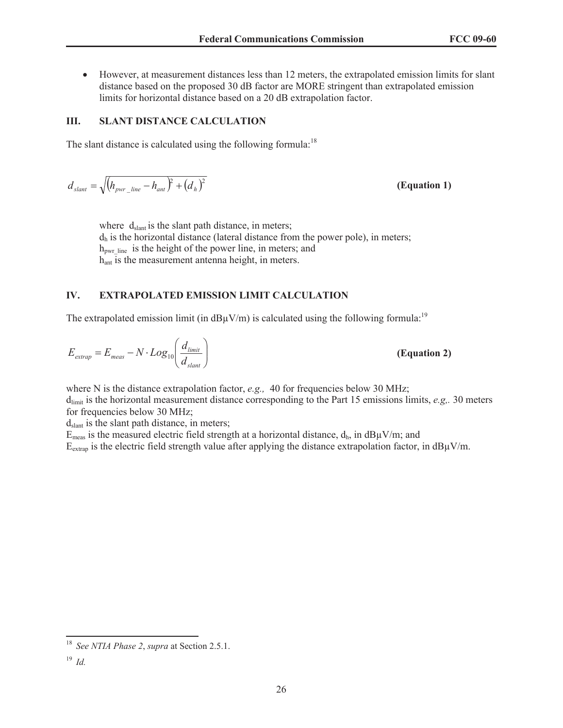- However, at measurement distances less than 12 meters, the extrapolated emission limits for slant distance based on the proposed 30 dB factor are MORE stringent than extrapolated emission limits for horizontal distance based on a 20 dB extrapolation factor.

## III. SLANT DISTANCE CALCULATION

The slant distance is calculated using the following formula:[18]

$$d_{slant} = \sqrt{\left(h_{pwr\_line} - h_{ant}\right)^2 + \left(d_h\right)^2} \qquad \textbf{(Equation 1)}$$

where $d_{slant}$ is the slant path distance, in meters;
$d_h$ is the horizontal distance (lateral distance from the power pole), in meters;
$h_{pwr\_line}$ is the height of the power line, in meters; and
$h_{ant}$ is the measurement antenna height, in meters.

## IV. EXTRAPOLATED EMISSION LIMIT CALCULATION

The extrapolated emission limit (in dBμV/m) is calculated using the following formula:[19]

$$E_{extrap} = E_{meas} - N \cdot Log_{10}\left(\frac{d_{limit}}{d_{slant}}\right) \qquad \textbf{(Equation 2)}$$

where N is the distance extrapolation factor, *e.g.,* 40 for frequencies below 30 MHz;
$d_{limit}$ is the horizontal measurement distance corresponding to the Part 15 emissions limits, *e.g,.* 30 meters for frequencies below 30 MHz;
$d_{slant}$ is the slant path distance, in meters;
$E_{meas}$ is the measured electric field strength at a horizontal distance, $d_h$, in dBμV/m; and
$E_{extrap}$ is the electric field strength value after applying the distance extrapolation factor, in dBμV/m.

---

[18] *See NTIA Phase 2*, *supra* at Section 2.5.1.

[19] *Id.*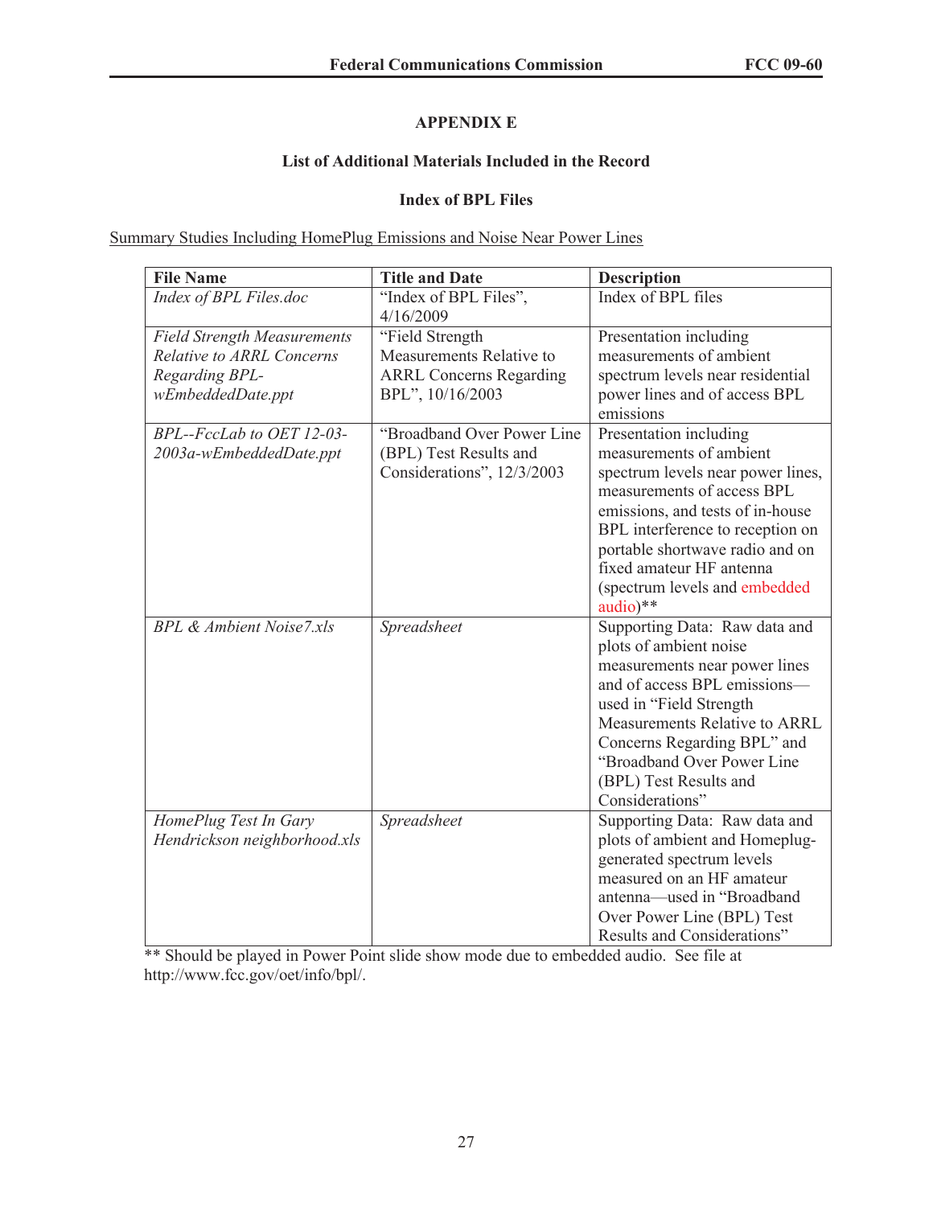## APPENDIX E

### List of Additional Materials Included in the Record

### Index of BPL Files

Summary Studies Including HomePlug Emissions and Noise Near Power Lines

| File Name | Title and Date | Description |
|---|---|---|
| *Index of BPL Files.doc* | "Index of BPL Files", 4/16/2009 | Index of BPL files |
| *Field Strength Measurements Relative to ARRL Concerns Regarding BPL-wEmbeddedDate.ppt* | "Field Strength Measurements Relative to ARRL Concerns Regarding BPL", 10/16/2003 | Presentation including measurements of ambient spectrum levels near residential power lines and of access BPL emissions |
| *BPL--FccLab to OET 12-03-2003a-wEmbeddedDate.ppt* | "Broadband Over Power Line (BPL) Test Results and Considerations", 12/3/2003 | Presentation including measurements of ambient spectrum levels near power lines, measurements of access BPL emissions, and tests of in-house BPL interference to reception on portable shortwave radio and on fixed amateur HF antenna (spectrum levels and embedded audio)** |
| *BPL & Ambient Noise7.xls* | *Spreadsheet* | Supporting Data: Raw data and plots of ambient noise measurements near power lines and of access BPL emissions—used in "Field Strength Measurements Relative to ARRL Concerns Regarding BPL" and "Broadband Over Power Line (BPL) Test Results and Considerations" |
| *HomePlug Test In Gary Hendrickson neighborhood.xls* | *Spreadsheet* | Supporting Data: Raw data and plots of ambient and Homeplug-generated spectrum levels measured on an HF amateur antenna—used in "Broadband Over Power Line (BPL) Test Results and Considerations" |

** Should be played in Power Point slide show mode due to embedded audio. See file at http://www.fcc.gov/oet/info/bpl/.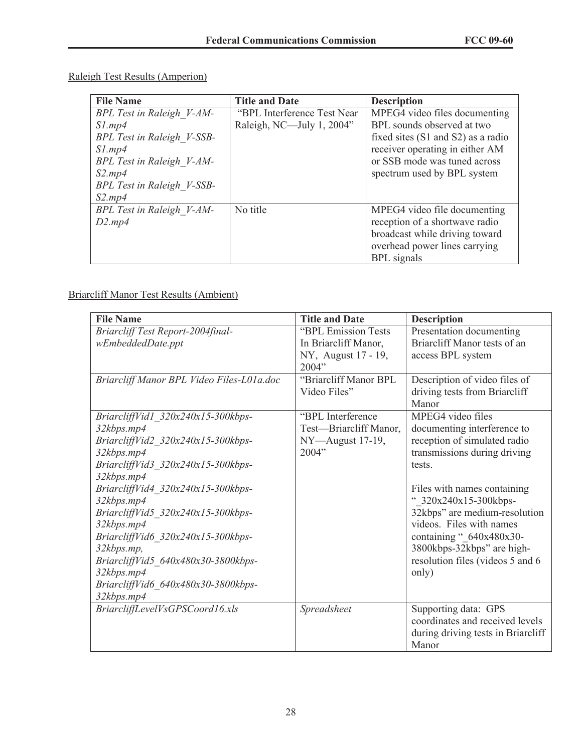Raleigh Test Results (Amperion)

| File Name | Title and Date | Description |
|---|---|---|
| *BPL Test in Raleigh_V-AM-S1.mp4*<br>*BPL Test in Raleigh_V-SSB-S1.mp4*<br>*BPL Test in Raleigh_V-AM-S2.mp4*<br>*BPL Test in Raleigh_V-SSB-S2.mp4* | "BPL Interference Test Near Raleigh, NC—July 1, 2004" | MPEG4 video files documenting BPL sounds observed at two fixed sites (S1 and S2) as a radio receiver operating in either AM or SSB mode was tuned across spectrum used by BPL system |
| *BPL Test in Raleigh_V-AM-D2.mp4* | No title | MPEG4 video file documenting reception of a shortwave radio broadcast while driving toward overhead power lines carrying BPL signals |

Briarcliff Manor Test Results (Ambient)

| File Name | Title and Date | Description |
|---|---|---|
| *Briarcliff Test Report-2004final-wEmbeddedDate.ppt* | "BPL Emission Tests In Briarcliff Manor, NY, August 17 - 19, 2004" | Presentation documenting Briarcliff Manor tests of an access BPL system |
| *Briarcliff Manor BPL Video Files-L01a.doc* | "Briarcliff Manor BPL Video Files" | Description of video files of driving tests from Briarcliff Manor |
| *BriarcliffVid1_320x240x15-300kbps-32kbps.mp4*<br>*BriarcliffVid2_320x240x15-300kbps-32kbps.mp4*<br>*BriarcliffVid3_320x240x15-300kbps-32kbps.mp4*<br>*BriarcliffVid4_320x240x15-300kbps-32kbps.mp4*<br>*BriarcliffVid5_320x240x15-300kbps-32kbps.mp4*<br>*BriarcliffVid6_320x240x15-300kbps-32kbps.mp,*<br>*BriarcliffVid5_640x480x30-3800kbps-32kbps.mp4*<br>*BriarcliffVid6_640x480x30-3800kbps-32kbps.mp4* | "BPL Interference Test—Briarcliff Manor, NY—August 17-19, 2004" | MPEG4 video files documenting interference to reception of simulated radio transmissions during driving tests.<br><br>Files with names containing "_320x240x15-300kbps-32kbps" are medium-resolution videos. Files with names containing "_640x480x30-3800kbps-32kbps" are high-resolution files (videos 5 and 6 only) |
| *BriarcliffLevelVsGPSCoord16.xls* | *Spreadsheet* | Supporting data: GPS coordinates and received levels during driving tests in Briarcliff Manor |